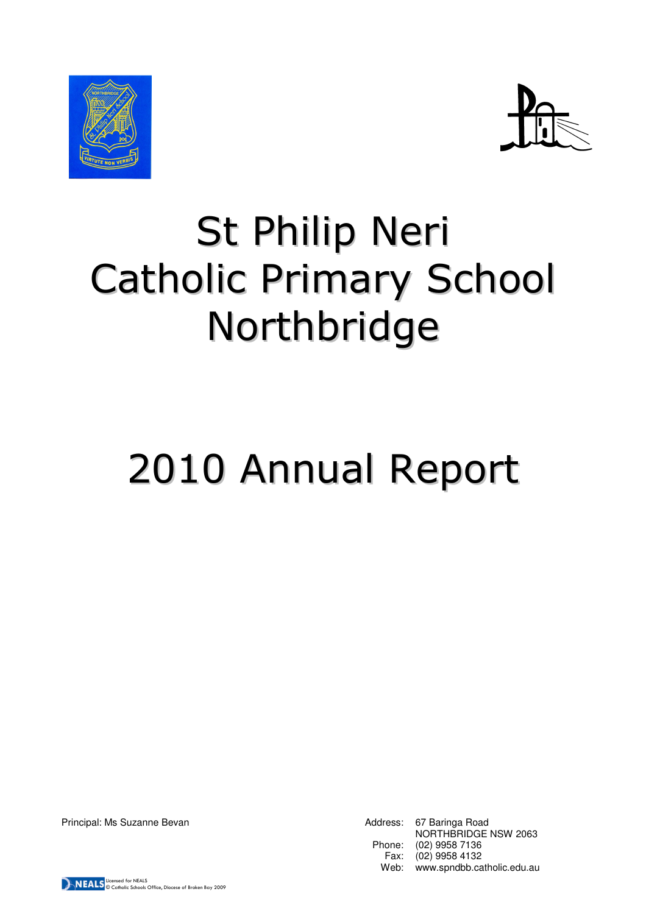# St Philip Neri Catholic Primary School Northbridge

# 2010 Annual Report

Principal: Ms Suzanne Bevan

Address: 67 Baringa Road
NORTHBRIDGE NSW 2063
Phone: (02) 9958 7136
Fax: (02) 9958 4132
Web: www.spndbb.catholic.edu.au

Licensed for NEALS
© Catholic Schools Office, Diocese of Broken Bay 2009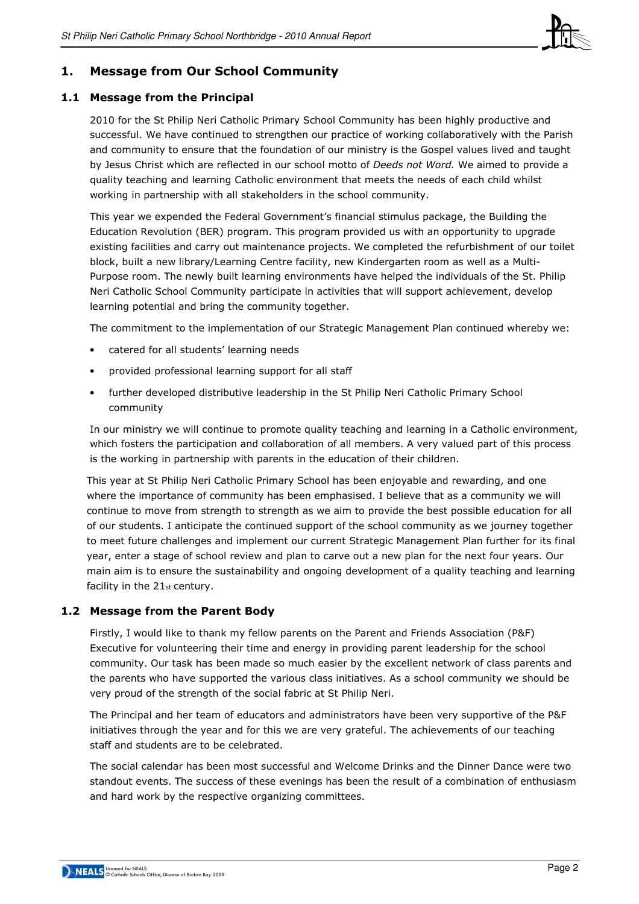# 1. Message from Our School Community

## 1.1 Message from the Principal

2010 for the St Philip Neri Catholic Primary School Community has been highly productive and successful. We have continued to strengthen our practice of working collaboratively with the Parish and community to ensure that the foundation of our ministry is the Gospel values lived and taught by Jesus Christ which are reflected in our school motto of *Deeds not Word.* We aimed to provide a quality teaching and learning Catholic environment that meets the needs of each child whilst working in partnership with all stakeholders in the school community.

This year we expended the Federal Government's financial stimulus package, the Building the Education Revolution (BER) program. This program provided us with an opportunity to upgrade existing facilities and carry out maintenance projects. We completed the refurbishment of our toilet block, built a new library/Learning Centre facility, new Kindergarten room as well as a Multi-Purpose room. The newly built learning environments have helped the individuals of the St. Philip Neri Catholic School Community participate in activities that will support achievement, develop learning potential and bring the community together.

The commitment to the implementation of our Strategic Management Plan continued whereby we:

- catered for all students' learning needs
- provided professional learning support for all staff
- further developed distributive leadership in the St Philip Neri Catholic Primary School community

In our ministry we will continue to promote quality teaching and learning in a Catholic environment, which fosters the participation and collaboration of all members. A very valued part of this process is the working in partnership with parents in the education of their children.

This year at St Philip Neri Catholic Primary School has been enjoyable and rewarding, and one where the importance of community has been emphasised. I believe that as a community we will continue to move from strength to strength as we aim to provide the best possible education for all of our students. I anticipate the continued support of the school community as we journey together to meet future challenges and implement our current Strategic Management Plan further for its final year, enter a stage of school review and plan to carve out a new plan for the next four years. Our main aim is to ensure the sustainability and ongoing development of a quality teaching and learning facility in the 21st century.

## 1.2 Message from the Parent Body

Firstly, I would like to thank my fellow parents on the Parent and Friends Association (P&F) Executive for volunteering their time and energy in providing parent leadership for the school community. Our task has been made so much easier by the excellent network of class parents and the parents who have supported the various class initiatives. As a school community we should be very proud of the strength of the social fabric at St Philip Neri.

The Principal and her team of educators and administrators have been very supportive of the P&F initiatives through the year and for this we are very grateful. The achievements of our teaching staff and students are to be celebrated.

The social calendar has been most successful and Welcome Drinks and the Dinner Dance were two standout events. The success of these evenings has been the result of a combination of enthusiasm and hard work by the respective organizing committees.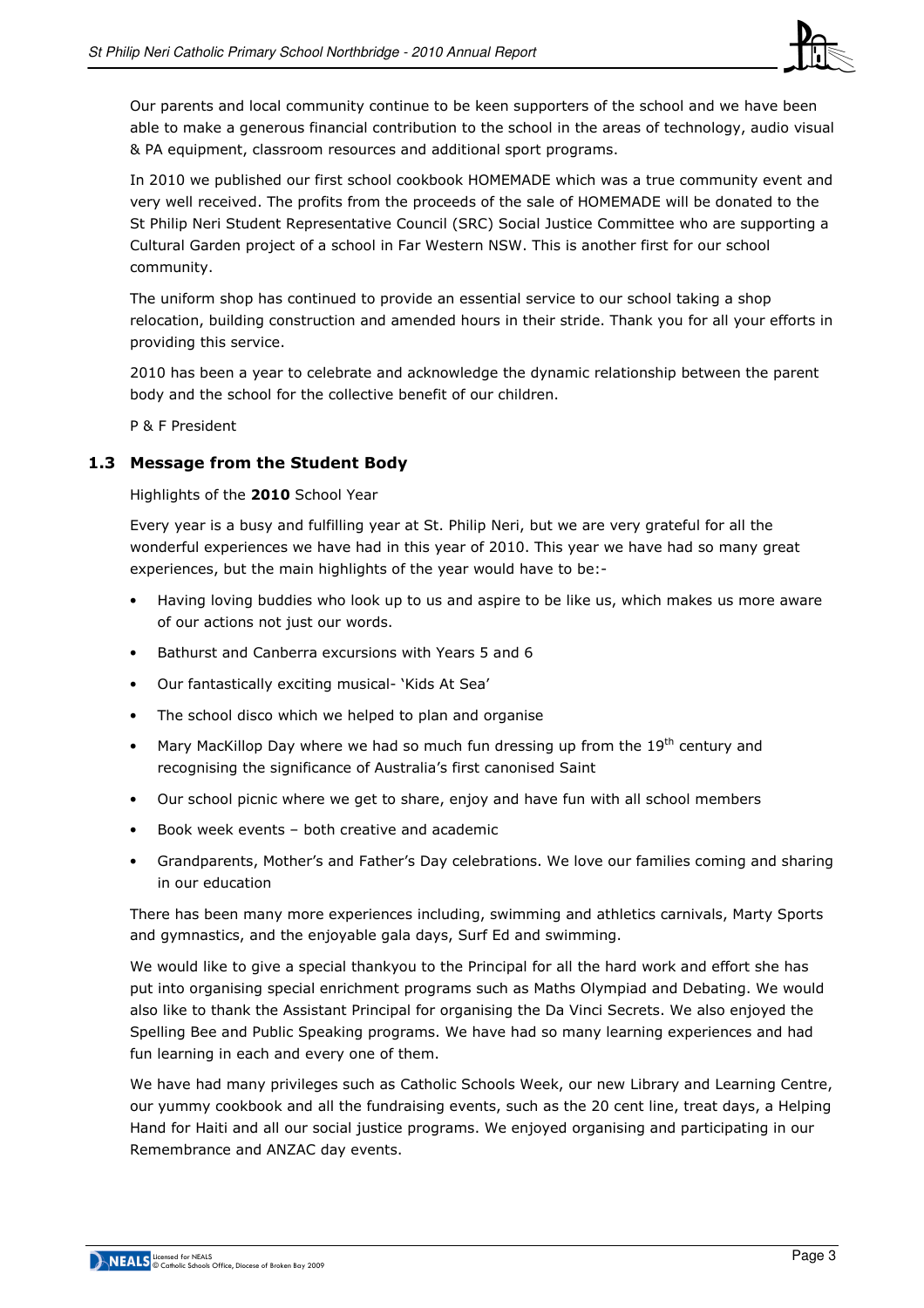Our parents and local community continue to be keen supporters of the school and we have been able to make a generous financial contribution to the school in the areas of technology, audio visual & PA equipment, classroom resources and additional sport programs.

In 2010 we published our first school cookbook HOMEMADE which was a true community event and very well received. The profits from the proceeds of the sale of HOMEMADE will be donated to the St Philip Neri Student Representative Council (SRC) Social Justice Committee who are supporting a Cultural Garden project of a school in Far Western NSW. This is another first for our school community.

The uniform shop has continued to provide an essential service to our school taking a shop relocation, building construction and amended hours in their stride. Thank you for all your efforts in providing this service.

2010 has been a year to celebrate and acknowledge the dynamic relationship between the parent body and the school for the collective benefit of our children.

P & F President

## 1.3 Message from the Student Body

Highlights of the **2010** School Year

Every year is a busy and fulfilling year at St. Philip Neri, but we are very grateful for all the wonderful experiences we have had in this year of 2010. This year we have had so many great experiences, but the main highlights of the year would have to be:-

- Having loving buddies who look up to us and aspire to be like us, which makes us more aware of our actions not just our words.
- Bathurst and Canberra excursions with Years 5 and 6
- Our fantastically exciting musical- 'Kids At Sea'
- The school disco which we helped to plan and organise
- Mary MacKillop Day where we had so much fun dressing up from the 19th century and recognising the significance of Australia's first canonised Saint
- Our school picnic where we get to share, enjoy and have fun with all school members
- Book week events – both creative and academic
- Grandparents, Mother's and Father's Day celebrations. We love our families coming and sharing in our education

There has been many more experiences including, swimming and athletics carnivals, Marty Sports and gymnastics, and the enjoyable gala days, Surf Ed and swimming.

We would like to give a special thankyou to the Principal for all the hard work and effort she has put into organising special enrichment programs such as Maths Olympiad and Debating. We would also like to thank the Assistant Principal for organising the Da Vinci Secrets. We also enjoyed the Spelling Bee and Public Speaking programs. We have had so many learning experiences and had fun learning in each and every one of them.

We have had many privileges such as Catholic Schools Week, our new Library and Learning Centre, our yummy cookbook and all the fundraising events, such as the 20 cent line, treat days, a Helping Hand for Haiti and all our social justice programs. We enjoyed organising and participating in our Remembrance and ANZAC day events.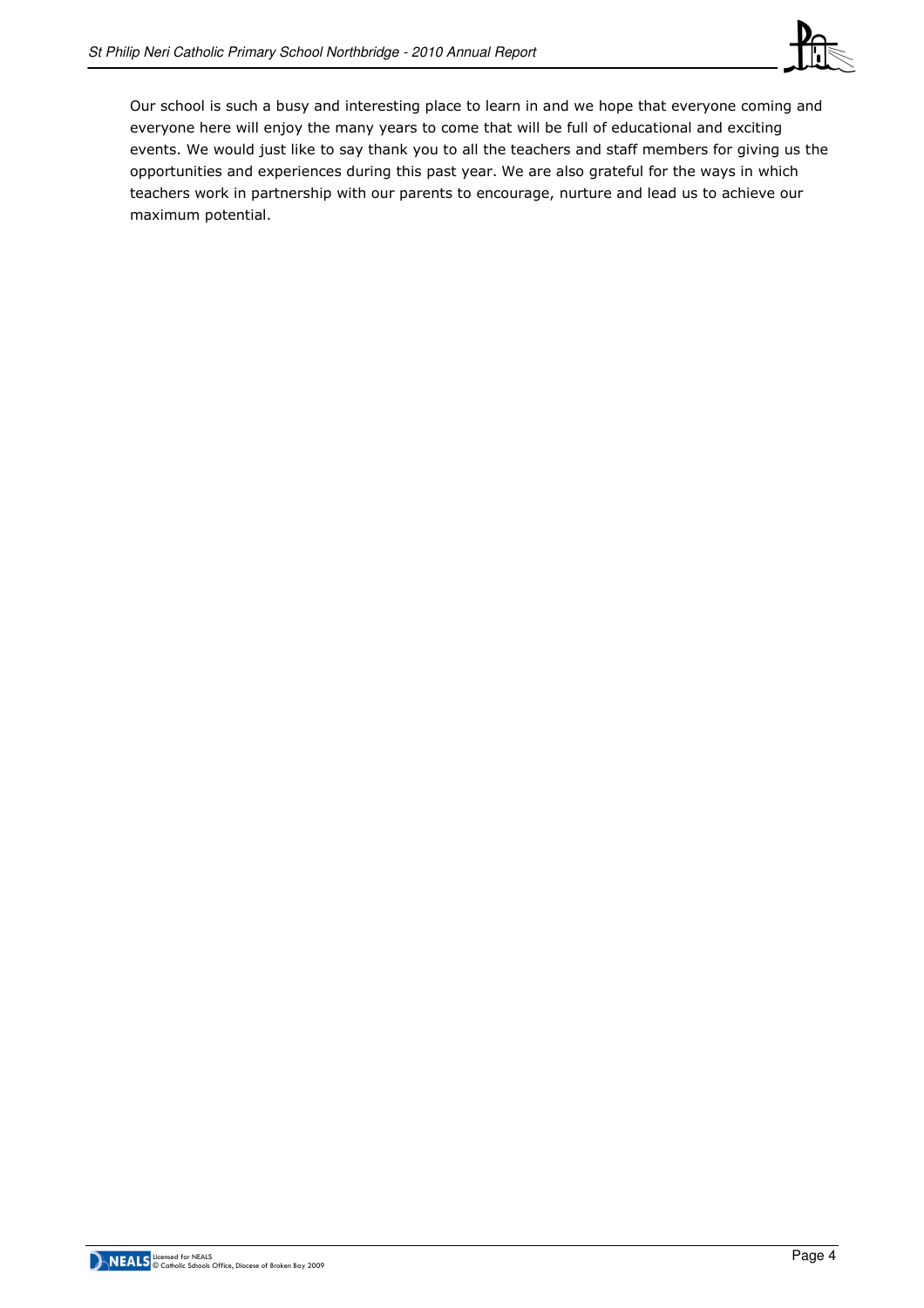Our school is such a busy and interesting place to learn in and we hope that everyone coming and everyone here will enjoy the many years to come that will be full of educational and exciting events. We would just like to say thank you to all the teachers and staff members for giving us the opportunities and experiences during this past year. We are also grateful for the ways in which teachers work in partnership with our parents to encourage, nurture and lead us to achieve our maximum potential.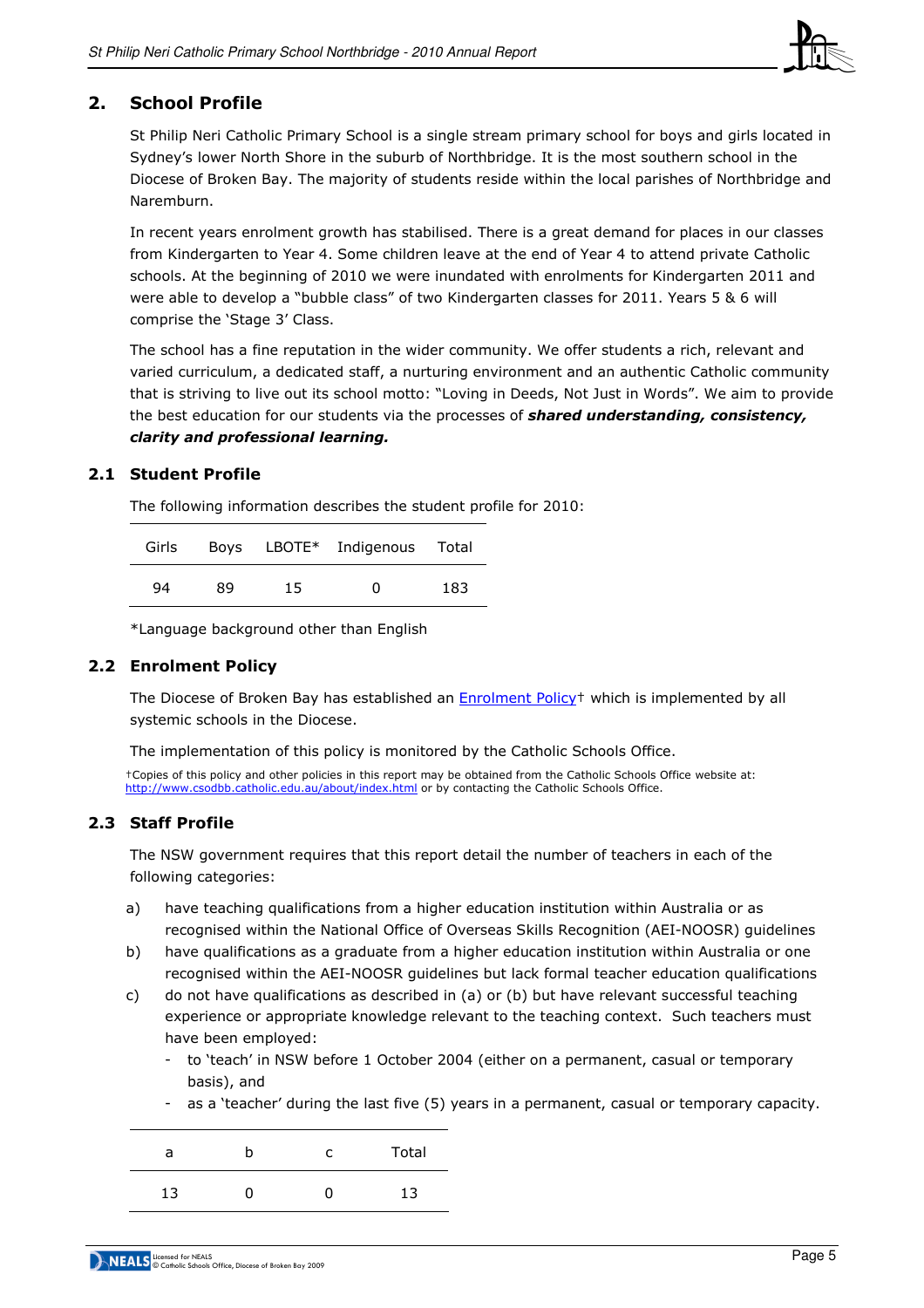## 2. School Profile

St Philip Neri Catholic Primary School is a single stream primary school for boys and girls located in Sydney's lower North Shore in the suburb of Northbridge. It is the most southern school in the Diocese of Broken Bay. The majority of students reside within the local parishes of Northbridge and Naremburn.

In recent years enrolment growth has stabilised. There is a great demand for places in our classes from Kindergarten to Year 4. Some children leave at the end of Year 4 to attend private Catholic schools. At the beginning of 2010 we were inundated with enrolments for Kindergarten 2011 and were able to develop a "bubble class" of two Kindergarten classes for 2011. Years 5 & 6 will comprise the 'Stage 3' Class.

The school has a fine reputation in the wider community. We offer students a rich, relevant and varied curriculum, a dedicated staff, a nurturing environment and an authentic Catholic community that is striving to live out its school motto: "Loving in Deeds, Not Just in Words". We aim to provide the best education for our students via the processes of ***shared understanding, consistency, clarity and professional learning.***

### 2.1 Student Profile

The following information describes the student profile for 2010:

| Girls | Boys | LBOTE* | Indigenous | Total |
|---|---|---|---|---|
| 94 | 89 | 15 | 0 | 183 |

*Language background other than English

### 2.2 Enrolment Policy

The Diocese of Broken Bay has established an Enrolment Policy† which is implemented by all systemic schools in the Diocese.

The implementation of this policy is monitored by the Catholic Schools Office.

†Copies of this policy and other policies in this report may be obtained from the Catholic Schools Office website at: http://www.csodbb.catholic.edu.au/about/index.html or by contacting the Catholic Schools Office.

### 2.3 Staff Profile

The NSW government requires that this report detail the number of teachers in each of the following categories:

a) have teaching qualifications from a higher education institution within Australia or as recognised within the National Office of Overseas Skills Recognition (AEI-NOOSR) guidelines

b) have qualifications as a graduate from a higher education institution within Australia or one recognised within the AEI-NOOSR guidelines but lack formal teacher education qualifications

c) do not have qualifications as described in (a) or (b) but have relevant successful teaching experience or appropriate knowledge relevant to the teaching context. Such teachers must have been employed:
   - to 'teach' in NSW before 1 October 2004 (either on a permanent, casual or temporary basis), and
   - as a 'teacher' during the last five (5) years in a permanent, casual or temporary capacity.

| a | b | c | Total |
|---|---|---|---|
| 13 | 0 | 0 | 13 |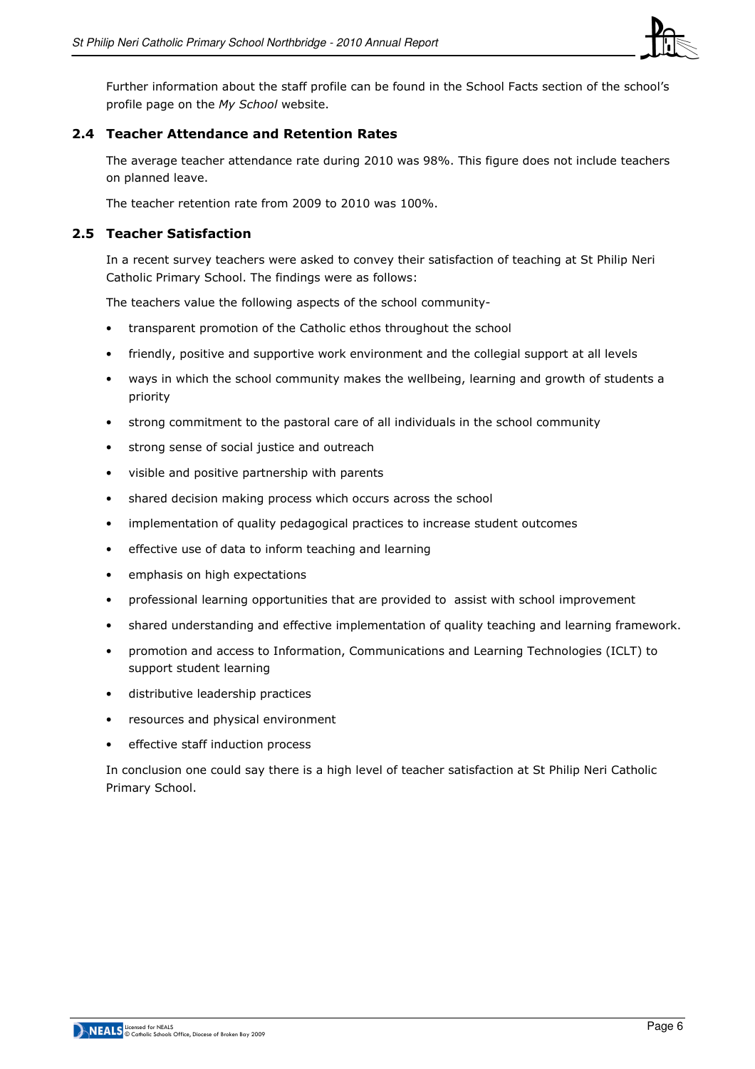Further information about the staff profile can be found in the School Facts section of the school's profile page on the *My School* website.

## 2.4 Teacher Attendance and Retention Rates

The average teacher attendance rate during 2010 was 98%. This figure does not include teachers on planned leave.

The teacher retention rate from 2009 to 2010 was 100%.

## 2.5 Teacher Satisfaction

In a recent survey teachers were asked to convey their satisfaction of teaching at St Philip Neri Catholic Primary School. The findings were as follows:

The teachers value the following aspects of the school community-

- transparent promotion of the Catholic ethos throughout the school
- friendly, positive and supportive work environment and the collegial support at all levels
- ways in which the school community makes the wellbeing, learning and growth of students a priority
- strong commitment to the pastoral care of all individuals in the school community
- strong sense of social justice and outreach
- visible and positive partnership with parents
- shared decision making process which occurs across the school
- implementation of quality pedagogical practices to increase student outcomes
- effective use of data to inform teaching and learning
- emphasis on high expectations
- professional learning opportunities that are provided to assist with school improvement
- shared understanding and effective implementation of quality teaching and learning framework.
- promotion and access to Information, Communications and Learning Technologies (ICLT) to support student learning
- distributive leadership practices
- resources and physical environment
- effective staff induction process

In conclusion one could say there is a high level of teacher satisfaction at St Philip Neri Catholic Primary School.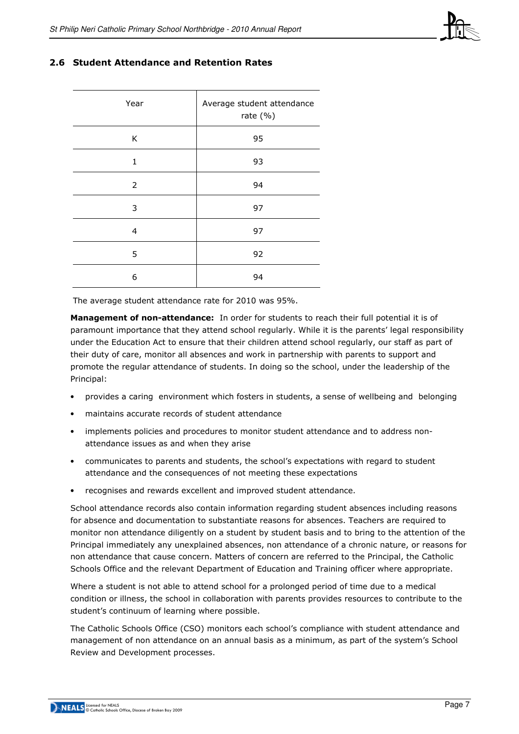## 2.6 Student Attendance and Retention Rates

| Year | Average student attendance rate (%) |
|---|---|
| K | 95 |
| 1 | 93 |
| 2 | 94 |
| 3 | 97 |
| 4 | 97 |
| 5 | 92 |
| 6 | 94 |

The average student attendance rate for 2010 was 95%.

**Management of non-attendance:** In order for students to reach their full potential it is of paramount importance that they attend school regularly. While it is the parents' legal responsibility under the Education Act to ensure that their children attend school regularly, our staff as part of their duty of care, monitor all absences and work in partnership with parents to support and promote the regular attendance of students. In doing so the school, under the leadership of the Principal:

- provides a caring environment which fosters in students, a sense of wellbeing and belonging
- maintains accurate records of student attendance
- implements policies and procedures to monitor student attendance and to address non-attendance issues as and when they arise
- communicates to parents and students, the school's expectations with regard to student attendance and the consequences of not meeting these expectations
- recognises and rewards excellent and improved student attendance.

School attendance records also contain information regarding student absences including reasons for absence and documentation to substantiate reasons for absences. Teachers are required to monitor non attendance diligently on a student by student basis and to bring to the attention of the Principal immediately any unexplained absences, non attendance of a chronic nature, or reasons for non attendance that cause concern. Matters of concern are referred to the Principal, the Catholic Schools Office and the relevant Department of Education and Training officer where appropriate.

Where a student is not able to attend school for a prolonged period of time due to a medical condition or illness, the school in collaboration with parents provides resources to contribute to the student's continuum of learning where possible.

The Catholic Schools Office (CSO) monitors each school's compliance with student attendance and management of non attendance on an annual basis as a minimum, as part of the system's School Review and Development processes.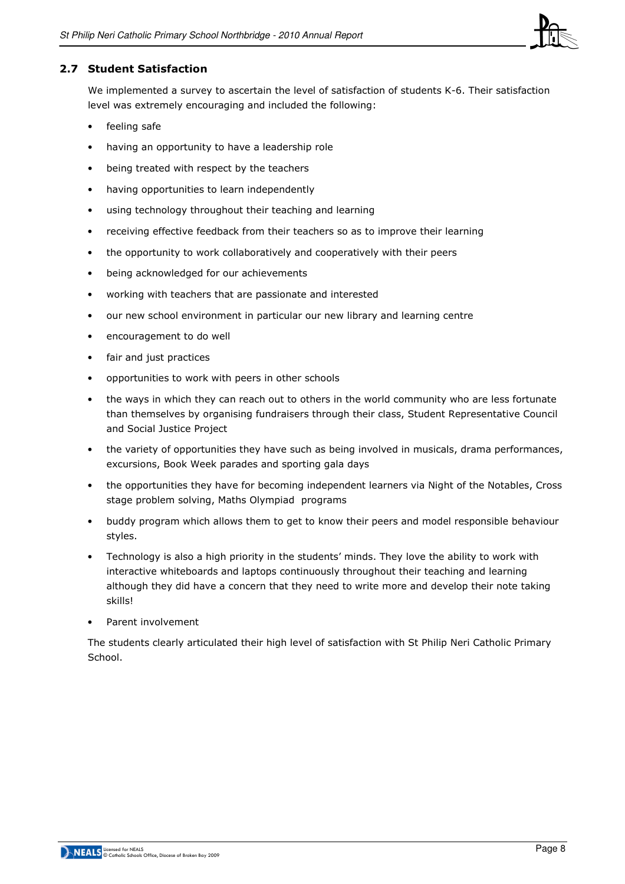## 2.7 Student Satisfaction

We implemented a survey to ascertain the level of satisfaction of students K-6. Their satisfaction level was extremely encouraging and included the following:

- feeling safe
- having an opportunity to have a leadership role
- being treated with respect by the teachers
- having opportunities to learn independently
- using technology throughout their teaching and learning
- receiving effective feedback from their teachers so as to improve their learning
- the opportunity to work collaboratively and cooperatively with their peers
- being acknowledged for our achievements
- working with teachers that are passionate and interested
- our new school environment in particular our new library and learning centre
- encouragement to do well
- fair and just practices
- opportunities to work with peers in other schools
- the ways in which they can reach out to others in the world community who are less fortunate than themselves by organising fundraisers through their class, Student Representative Council and Social Justice Project
- the variety of opportunities they have such as being involved in musicals, drama performances, excursions, Book Week parades and sporting gala days
- the opportunities they have for becoming independent learners via Night of the Notables, Cross stage problem solving, Maths Olympiad programs
- buddy program which allows them to get to know their peers and model responsible behaviour styles.
- Technology is also a high priority in the students' minds. They love the ability to work with interactive whiteboards and laptops continuously throughout their teaching and learning although they did have a concern that they need to write more and develop their note taking skills!
- Parent involvement

The students clearly articulated their high level of satisfaction with St Philip Neri Catholic Primary School.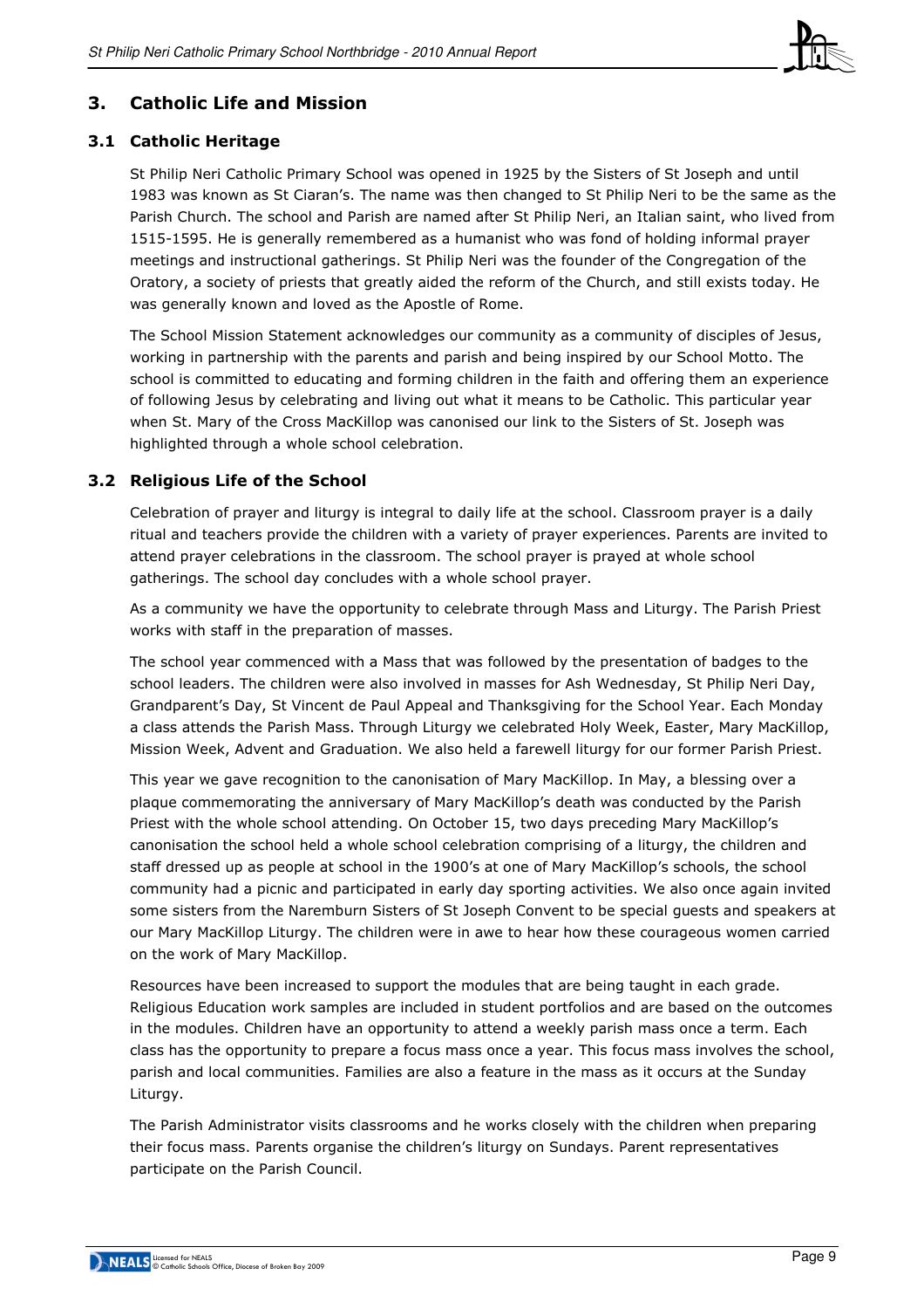## 3. Catholic Life and Mission

### 3.1 Catholic Heritage

St Philip Neri Catholic Primary School was opened in 1925 by the Sisters of St Joseph and until 1983 was known as St Ciaran's. The name was then changed to St Philip Neri to be the same as the Parish Church. The school and Parish are named after St Philip Neri, an Italian saint, who lived from 1515-1595. He is generally remembered as a humanist who was fond of holding informal prayer meetings and instructional gatherings. St Philip Neri was the founder of the Congregation of the Oratory, a society of priests that greatly aided the reform of the Church, and still exists today. He was generally known and loved as the Apostle of Rome.

The School Mission Statement acknowledges our community as a community of disciples of Jesus, working in partnership with the parents and parish and being inspired by our School Motto. The school is committed to educating and forming children in the faith and offering them an experience of following Jesus by celebrating and living out what it means to be Catholic. This particular year when St. Mary of the Cross MacKillop was canonised our link to the Sisters of St. Joseph was highlighted through a whole school celebration.

### 3.2 Religious Life of the School

Celebration of prayer and liturgy is integral to daily life at the school. Classroom prayer is a daily ritual and teachers provide the children with a variety of prayer experiences. Parents are invited to attend prayer celebrations in the classroom. The school prayer is prayed at whole school gatherings. The school day concludes with a whole school prayer.

As a community we have the opportunity to celebrate through Mass and Liturgy. The Parish Priest works with staff in the preparation of masses.

The school year commenced with a Mass that was followed by the presentation of badges to the school leaders. The children were also involved in masses for Ash Wednesday, St Philip Neri Day, Grandparent's Day, St Vincent de Paul Appeal and Thanksgiving for the School Year. Each Monday a class attends the Parish Mass. Through Liturgy we celebrated Holy Week, Easter, Mary MacKillop, Mission Week, Advent and Graduation. We also held a farewell liturgy for our former Parish Priest.

This year we gave recognition to the canonisation of Mary MacKillop. In May, a blessing over a plaque commemorating the anniversary of Mary MacKillop's death was conducted by the Parish Priest with the whole school attending. On October 15, two days preceding Mary MacKillop's canonisation the school held a whole school celebration comprising of a liturgy, the children and staff dressed up as people at school in the 1900's at one of Mary MacKillop's schools, the school community had a picnic and participated in early day sporting activities. We also once again invited some sisters from the Naremburn Sisters of St Joseph Convent to be special guests and speakers at our Mary MacKillop Liturgy. The children were in awe to hear how these courageous women carried on the work of Mary MacKillop.

Resources have been increased to support the modules that are being taught in each grade. Religious Education work samples are included in student portfolios and are based on the outcomes in the modules. Children have an opportunity to attend a weekly parish mass once a term. Each class has the opportunity to prepare a focus mass once a year. This focus mass involves the school, parish and local communities. Families are also a feature in the mass as it occurs at the Sunday Liturgy.

The Parish Administrator visits classrooms and he works closely with the children when preparing their focus mass. Parents organise the children's liturgy on Sundays. Parent representatives participate on the Parish Council.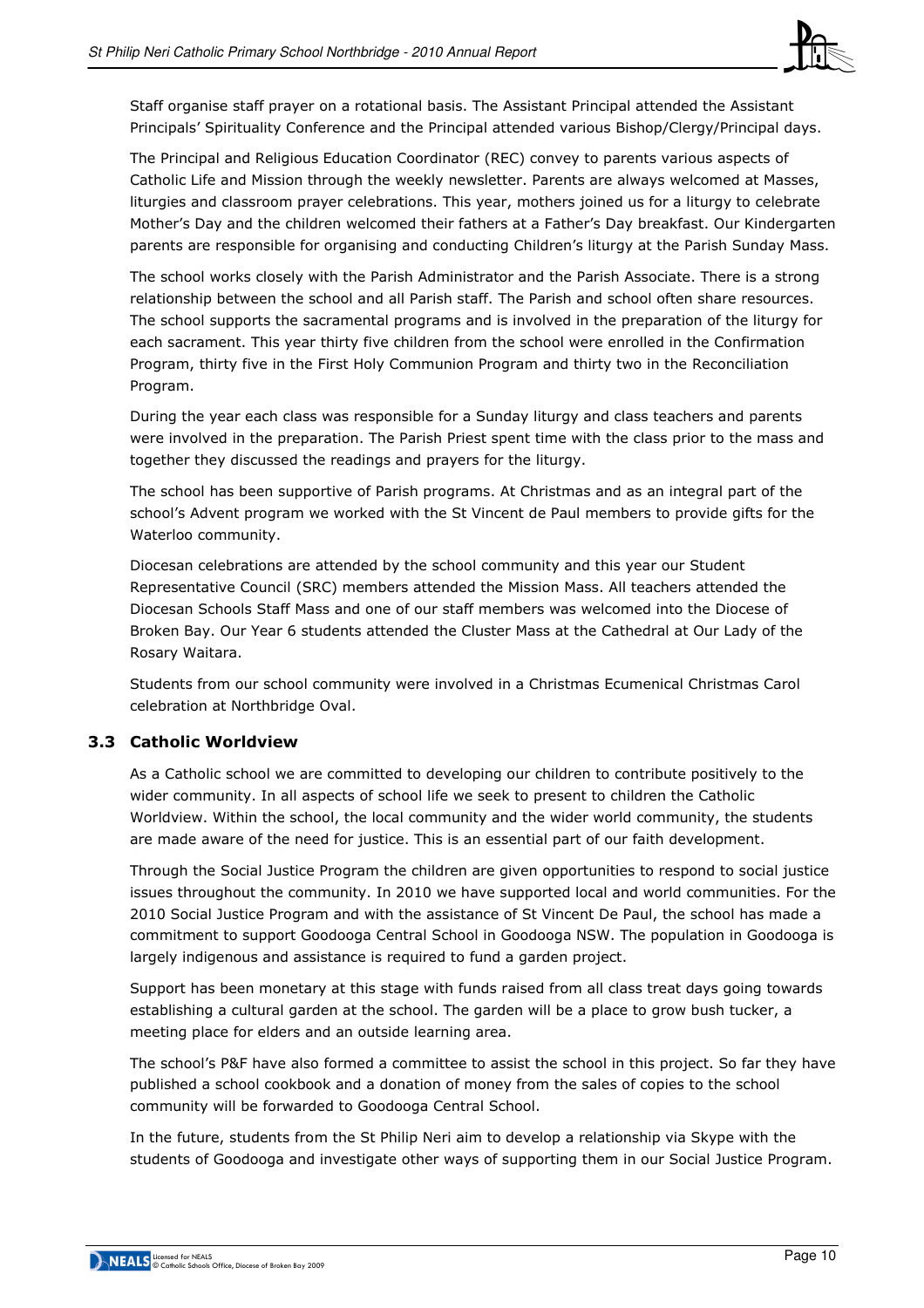Staff organise staff prayer on a rotational basis. The Assistant Principal attended the Assistant Principals' Spirituality Conference and the Principal attended various Bishop/Clergy/Principal days.

The Principal and Religious Education Coordinator (REC) convey to parents various aspects of Catholic Life and Mission through the weekly newsletter. Parents are always welcomed at Masses, liturgies and classroom prayer celebrations. This year, mothers joined us for a liturgy to celebrate Mother's Day and the children welcomed their fathers at a Father's Day breakfast. Our Kindergarten parents are responsible for organising and conducting Children's liturgy at the Parish Sunday Mass.

The school works closely with the Parish Administrator and the Parish Associate. There is a strong relationship between the school and all Parish staff. The Parish and school often share resources. The school supports the sacramental programs and is involved in the preparation of the liturgy for each sacrament. This year thirty five children from the school were enrolled in the Confirmation Program, thirty five in the First Holy Communion Program and thirty two in the Reconciliation Program.

During the year each class was responsible for a Sunday liturgy and class teachers and parents were involved in the preparation. The Parish Priest spent time with the class prior to the mass and together they discussed the readings and prayers for the liturgy.

The school has been supportive of Parish programs. At Christmas and as an integral part of the school's Advent program we worked with the St Vincent de Paul members to provide gifts for the Waterloo community.

Diocesan celebrations are attended by the school community and this year our Student Representative Council (SRC) members attended the Mission Mass. All teachers attended the Diocesan Schools Staff Mass and one of our staff members was welcomed into the Diocese of Broken Bay. Our Year 6 students attended the Cluster Mass at the Cathedral at Our Lady of the Rosary Waitara.

Students from our school community were involved in a Christmas Ecumenical Christmas Carol celebration at Northbridge Oval.

## 3.3 Catholic Worldview

As a Catholic school we are committed to developing our children to contribute positively to the wider community. In all aspects of school life we seek to present to children the Catholic Worldview. Within the school, the local community and the wider world community, the students are made aware of the need for justice. This is an essential part of our faith development.

Through the Social Justice Program the children are given opportunities to respond to social justice issues throughout the community. In 2010 we have supported local and world communities. For the 2010 Social Justice Program and with the assistance of St Vincent De Paul, the school has made a commitment to support Goodooga Central School in Goodooga NSW. The population in Goodooga is largely indigenous and assistance is required to fund a garden project.

Support has been monetary at this stage with funds raised from all class treat days going towards establishing a cultural garden at the school. The garden will be a place to grow bush tucker, a meeting place for elders and an outside learning area.

The school's P&F have also formed a committee to assist the school in this project. So far they have published a school cookbook and a donation of money from the sales of copies to the school community will be forwarded to Goodooga Central School.

In the future, students from the St Philip Neri aim to develop a relationship via Skype with the students of Goodooga and investigate other ways of supporting them in our Social Justice Program.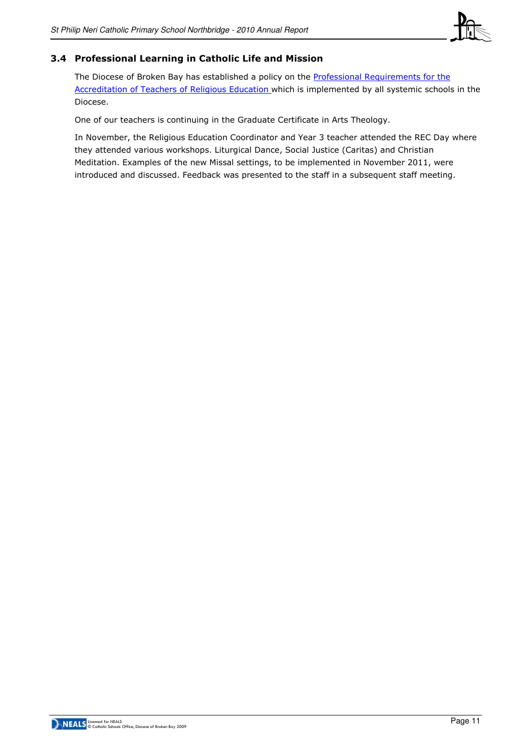### 3.4 Professional Learning in Catholic Life and Mission

The Diocese of Broken Bay has established a policy on the Professional Requirements for the Accreditation of Teachers of Religious Education which is implemented by all systemic schools in the Diocese.

One of our teachers is continuing in the Graduate Certificate in Arts Theology.

In November, the Religious Education Coordinator and Year 3 teacher attended the REC Day where they attended various workshops. Liturgical Dance, Social Justice (Caritas) and Christian Meditation. Examples of the new Missal settings, to be implemented in November 2011, were introduced and discussed. Feedback was presented to the staff in a subsequent staff meeting.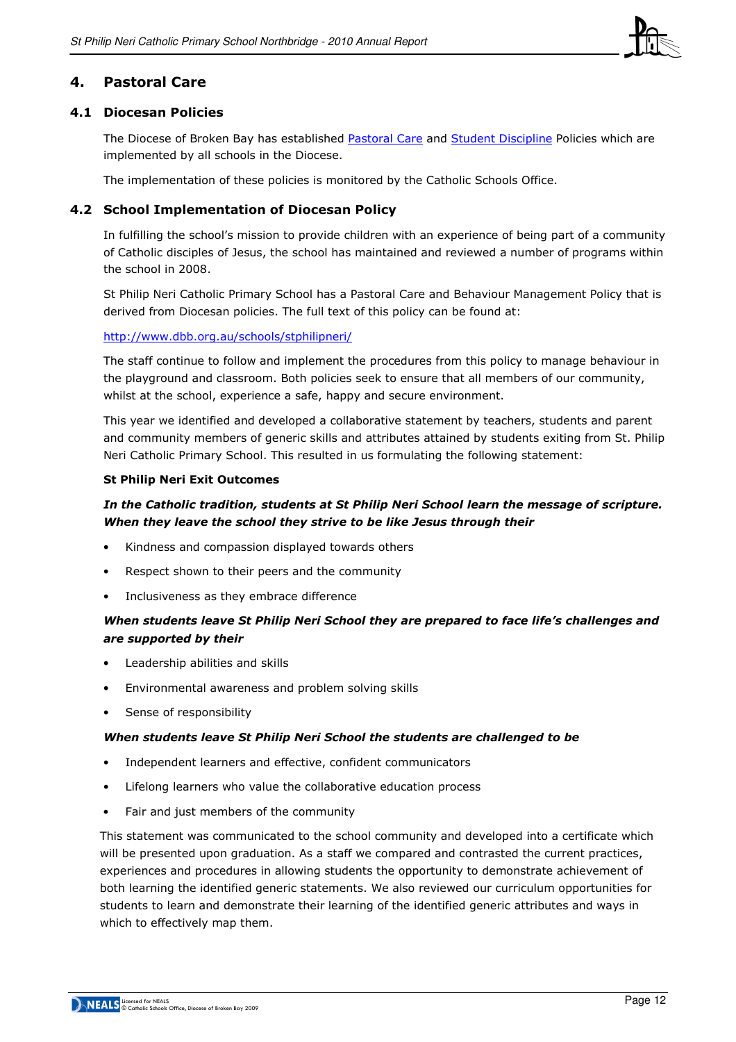## 4. Pastoral Care

### 4.1 Diocesan Policies

The Diocese of Broken Bay has established Pastoral Care and Student Discipline Policies which are implemented by all schools in the Diocese.

The implementation of these policies is monitored by the Catholic Schools Office.

### 4.2 School Implementation of Diocesan Policy

In fulfilling the school's mission to provide children with an experience of being part of a community of Catholic disciples of Jesus, the school has maintained and reviewed a number of programs within the school in 2008.

St Philip Neri Catholic Primary School has a Pastoral Care and Behaviour Management Policy that is derived from Diocesan policies. The full text of this policy can be found at:

http://www.dbb.org.au/schools/stphilipneri/

The staff continue to follow and implement the procedures from this policy to manage behaviour in the playground and classroom. Both policies seek to ensure that all members of our community, whilst at the school, experience a safe, happy and secure environment.

This year we identified and developed a collaborative statement by teachers, students and parent and community members of generic skills and attributes attained by students exiting from St. Philip Neri Catholic Primary School. This resulted in us formulating the following statement:

**St Philip Neri Exit Outcomes**

***In the Catholic tradition, students at St Philip Neri School learn the message of scripture. When they leave the school they strive to be like Jesus through their***

- Kindness and compassion displayed towards others
- Respect shown to their peers and the community
- Inclusiveness as they embrace difference

***When students leave St Philip Neri School they are prepared to face life's challenges and are supported by their***

- Leadership abilities and skills
- Environmental awareness and problem solving skills
- Sense of responsibility

***When students leave St Philip Neri School the students are challenged to be***

- Independent learners and effective, confident communicators
- Lifelong learners who value the collaborative education process
- Fair and just members of the community

This statement was communicated to the school community and developed into a certificate which will be presented upon graduation. As a staff we compared and contrasted the current practices, experiences and procedures in allowing students the opportunity to demonstrate achievement of both learning the identified generic statements. We also reviewed our curriculum opportunities for students to learn and demonstrate their learning of the identified generic attributes and ways in which to effectively map them.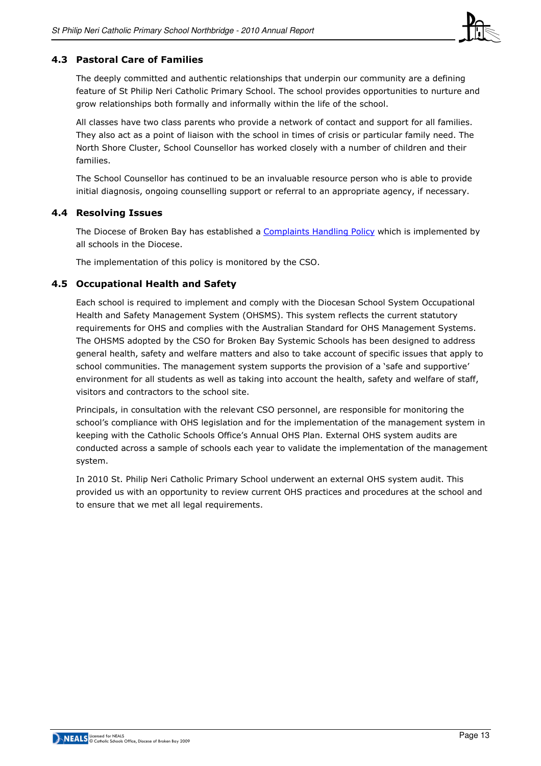### 4.3 Pastoral Care of Families

The deeply committed and authentic relationships that underpin our community are a defining feature of St Philip Neri Catholic Primary School. The school provides opportunities to nurture and grow relationships both formally and informally within the life of the school.

All classes have two class parents who provide a network of contact and support for all families. They also act as a point of liaison with the school in times of crisis or particular family need. The North Shore Cluster, School Counsellor has worked closely with a number of children and their families.

The School Counsellor has continued to be an invaluable resource person who is able to provide initial diagnosis, ongoing counselling support or referral to an appropriate agency, if necessary.

### 4.4 Resolving Issues

The Diocese of Broken Bay has established a Complaints Handling Policy which is implemented by all schools in the Diocese.

The implementation of this policy is monitored by the CSO.

### 4.5 Occupational Health and Safety

Each school is required to implement and comply with the Diocesan School System Occupational Health and Safety Management System (OHSMS). This system reflects the current statutory requirements for OHS and complies with the Australian Standard for OHS Management Systems. The OHSMS adopted by the CSO for Broken Bay Systemic Schools has been designed to address general health, safety and welfare matters and also to take account of specific issues that apply to school communities. The management system supports the provision of a 'safe and supportive' environment for all students as well as taking into account the health, safety and welfare of staff, visitors and contractors to the school site.

Principals, in consultation with the relevant CSO personnel, are responsible for monitoring the school's compliance with OHS legislation and for the implementation of the management system in keeping with the Catholic Schools Office's Annual OHS Plan. External OHS system audits are conducted across a sample of schools each year to validate the implementation of the management system.

In 2010 St. Philip Neri Catholic Primary School underwent an external OHS system audit. This provided us with an opportunity to review current OHS practices and procedures at the school and to ensure that we met all legal requirements.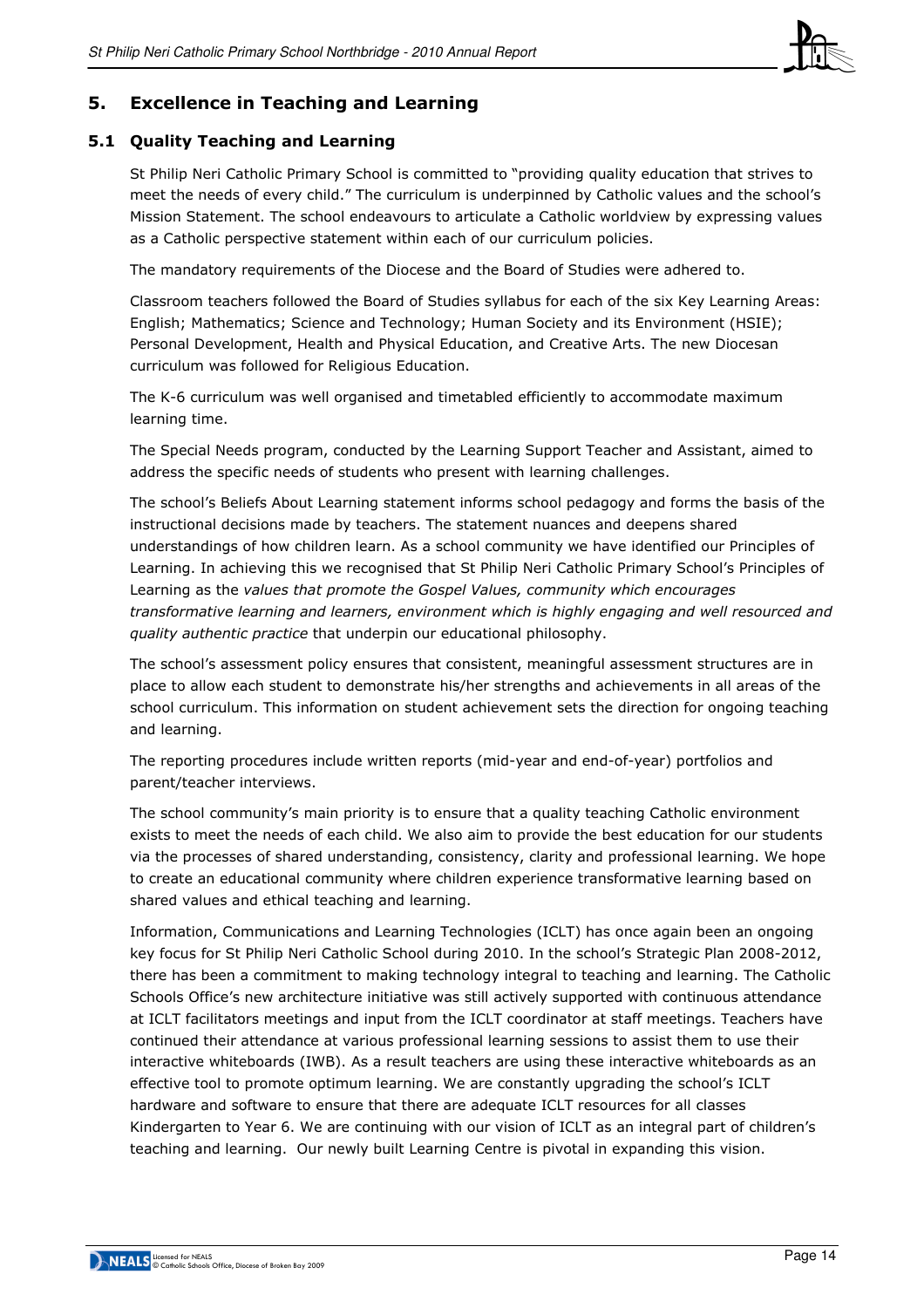## 5. Excellence in Teaching and Learning

### 5.1 Quality Teaching and Learning

St Philip Neri Catholic Primary School is committed to "providing quality education that strives to meet the needs of every child." The curriculum is underpinned by Catholic values and the school's Mission Statement. The school endeavours to articulate a Catholic worldview by expressing values as a Catholic perspective statement within each of our curriculum policies.

The mandatory requirements of the Diocese and the Board of Studies were adhered to.

Classroom teachers followed the Board of Studies syllabus for each of the six Key Learning Areas: English; Mathematics; Science and Technology; Human Society and its Environment (HSIE); Personal Development, Health and Physical Education, and Creative Arts. The new Diocesan curriculum was followed for Religious Education.

The K-6 curriculum was well organised and timetabled efficiently to accommodate maximum learning time.

The Special Needs program, conducted by the Learning Support Teacher and Assistant, aimed to address the specific needs of students who present with learning challenges.

The school's Beliefs About Learning statement informs school pedagogy and forms the basis of the instructional decisions made by teachers. The statement nuances and deepens shared understandings of how children learn. As a school community we have identified our Principles of Learning. In achieving this we recognised that St Philip Neri Catholic Primary School's Principles of Learning as the *values that promote the Gospel Values, community which encourages transformative learning and learners, environment which is highly engaging and well resourced and quality authentic practice* that underpin our educational philosophy.

The school's assessment policy ensures that consistent, meaningful assessment structures are in place to allow each student to demonstrate his/her strengths and achievements in all areas of the school curriculum. This information on student achievement sets the direction for ongoing teaching and learning.

The reporting procedures include written reports (mid-year and end-of-year) portfolios and parent/teacher interviews.

The school community's main priority is to ensure that a quality teaching Catholic environment exists to meet the needs of each child. We also aim to provide the best education for our students via the processes of shared understanding, consistency, clarity and professional learning. We hope to create an educational community where children experience transformative learning based on shared values and ethical teaching and learning.

Information, Communications and Learning Technologies (ICLT) has once again been an ongoing key focus for St Philip Neri Catholic School during 2010. In the school's Strategic Plan 2008-2012, there has been a commitment to making technology integral to teaching and learning. The Catholic Schools Office's new architecture initiative was still actively supported with continuous attendance at ICLT facilitators meetings and input from the ICLT coordinator at staff meetings. Teachers have continued their attendance at various professional learning sessions to assist them to use their interactive whiteboards (IWB). As a result teachers are using these interactive whiteboards as an effective tool to promote optimum learning. We are constantly upgrading the school's ICLT hardware and software to ensure that there are adequate ICLT resources for all classes Kindergarten to Year 6. We are continuing with our vision of ICLT as an integral part of children's teaching and learning. Our newly built Learning Centre is pivotal in expanding this vision.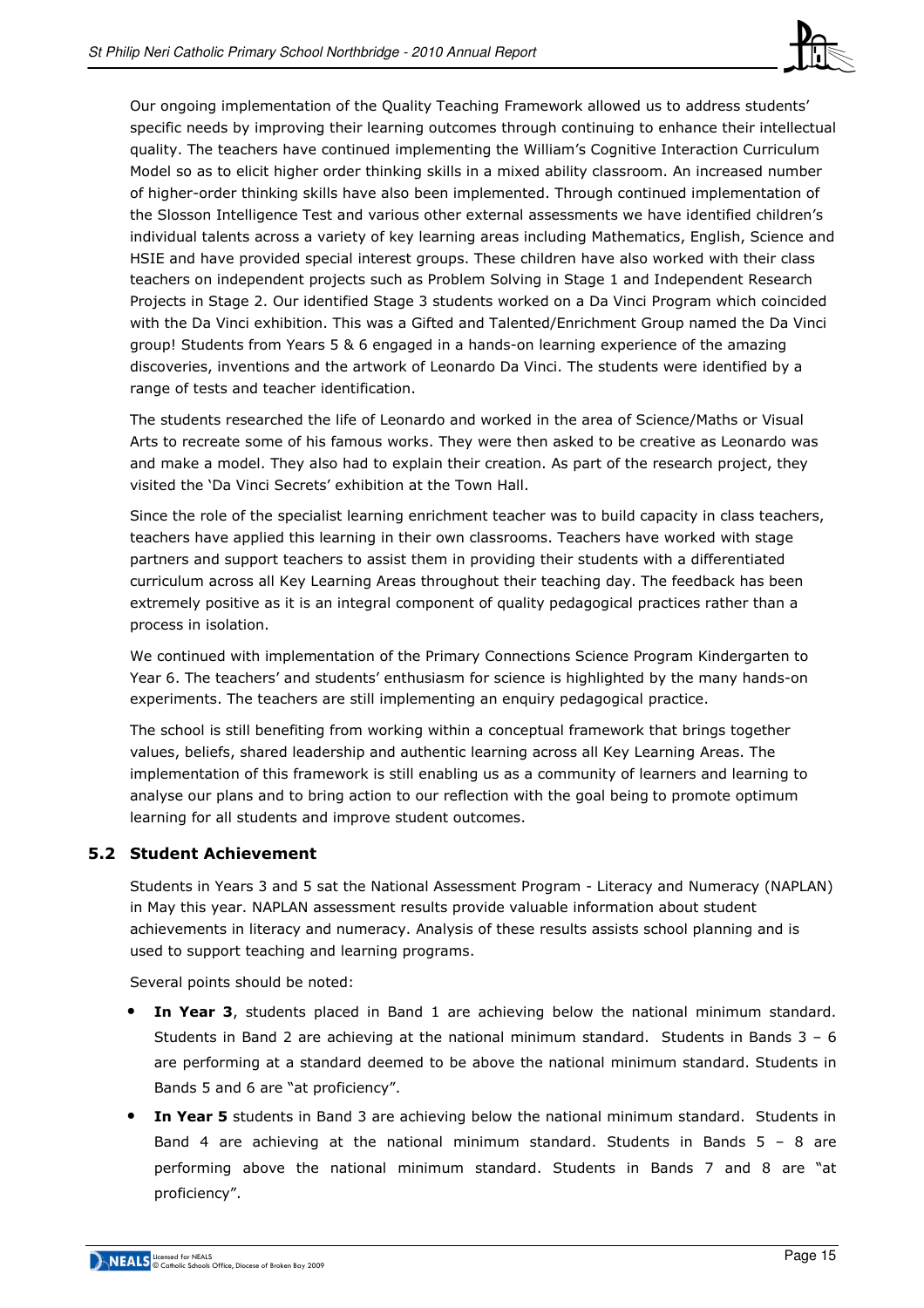Our ongoing implementation of the Quality Teaching Framework allowed us to address students' specific needs by improving their learning outcomes through continuing to enhance their intellectual quality. The teachers have continued implementing the William's Cognitive Interaction Curriculum Model so as to elicit higher order thinking skills in a mixed ability classroom. An increased number of higher-order thinking skills have also been implemented. Through continued implementation of the Slosson Intelligence Test and various other external assessments we have identified children's individual talents across a variety of key learning areas including Mathematics, English, Science and HSIE and have provided special interest groups. These children have also worked with their class teachers on independent projects such as Problem Solving in Stage 1 and Independent Research Projects in Stage 2. Our identified Stage 3 students worked on a Da Vinci Program which coincided with the Da Vinci exhibition. This was a Gifted and Talented/Enrichment Group named the Da Vinci group! Students from Years 5 & 6 engaged in a hands-on learning experience of the amazing discoveries, inventions and the artwork of Leonardo Da Vinci. The students were identified by a range of tests and teacher identification.

The students researched the life of Leonardo and worked in the area of Science/Maths or Visual Arts to recreate some of his famous works. They were then asked to be creative as Leonardo was and make a model. They also had to explain their creation. As part of the research project, they visited the 'Da Vinci Secrets' exhibition at the Town Hall.

Since the role of the specialist learning enrichment teacher was to build capacity in class teachers, teachers have applied this learning in their own classrooms. Teachers have worked with stage partners and support teachers to assist them in providing their students with a differentiated curriculum across all Key Learning Areas throughout their teaching day. The feedback has been extremely positive as it is an integral component of quality pedagogical practices rather than a process in isolation.

We continued with implementation of the Primary Connections Science Program Kindergarten to Year 6. The teachers' and students' enthusiasm for science is highlighted by the many hands-on experiments. The teachers are still implementing an enquiry pedagogical practice.

The school is still benefiting from working within a conceptual framework that brings together values, beliefs, shared leadership and authentic learning across all Key Learning Areas. The implementation of this framework is still enabling us as a community of learners and learning to analyse our plans and to bring action to our reflection with the goal being to promote optimum learning for all students and improve student outcomes.

## 5.2 Student Achievement

Students in Years 3 and 5 sat the National Assessment Program - Literacy and Numeracy (NAPLAN) in May this year. NAPLAN assessment results provide valuable information about student achievements in literacy and numeracy. Analysis of these results assists school planning and is used to support teaching and learning programs.

Several points should be noted:

- **In Year 3**, students placed in Band 1 are achieving below the national minimum standard. Students in Band 2 are achieving at the national minimum standard. Students in Bands 3 – 6 are performing at a standard deemed to be above the national minimum standard. Students in Bands 5 and 6 are "at proficiency".
- **In Year 5** students in Band 3 are achieving below the national minimum standard. Students in Band 4 are achieving at the national minimum standard. Students in Bands 5 – 8 are performing above the national minimum standard. Students in Bands 7 and 8 are "at proficiency".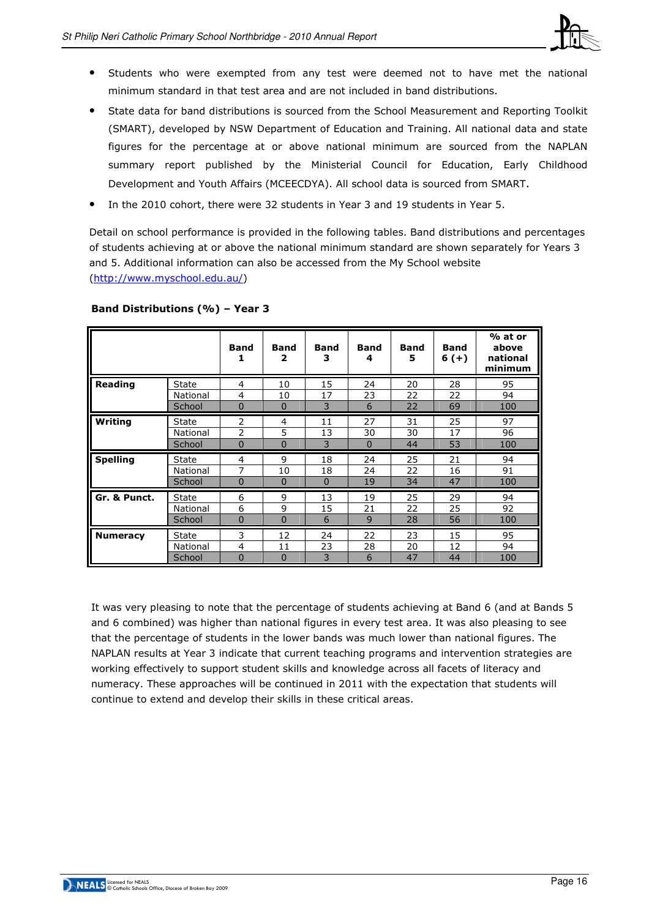- Students who were exempted from any test were deemed not to have met the national minimum standard in that test area and are not included in band distributions.
- State data for band distributions is sourced from the School Measurement and Reporting Toolkit (SMART), developed by NSW Department of Education and Training. All national data and state figures for the percentage at or above national minimum are sourced from the NAPLAN summary report published by the Ministerial Council for Education, Early Childhood Development and Youth Affairs (MCEECDYA). All school data is sourced from SMART.
- In the 2010 cohort, there were 32 students in Year 3 and 19 students in Year 5.

Detail on school performance is provided in the following tables. Band distributions and percentages of students achieving at or above the national minimum standard are shown separately for Years 3 and 5. Additional information can also be accessed from the My School website (http://www.myschool.edu.au/)

**Band Distributions (%) – Year 3**

| | | Band 1 | Band 2 | Band 3 | Band 4 | Band 5 | Band 6 (+) | % at or above national minimum |
|---|---|---|---|---|---|---|---|---|
| **Reading** | State | 4 | 10 | 15 | 24 | 20 | 28 | 95 |
| | National | 4 | 10 | 17 | 23 | 22 | 22 | 94 |
| | School | 0 | 0 | 3 | 6 | 22 | 69 | 100 |
| **Writing** | State | 2 | 4 | 11 | 27 | 31 | 25 | 97 |
| | National | 2 | 5 | 13 | 30 | 30 | 17 | 96 |
| | School | 0 | 0 | 3 | 0 | 44 | 53 | 100 |
| **Spelling** | State | 4 | 9 | 18 | 24 | 25 | 21 | 94 |
| | National | 7 | 10 | 18 | 24 | 22 | 16 | 91 |
| | School | 0 | 0 | 0 | 19 | 34 | 47 | 100 |
| **Gr. & Punct.** | State | 6 | 9 | 13 | 19 | 25 | 29 | 94 |
| | National | 6 | 9 | 15 | 21 | 22 | 25 | 92 |
| | School | 0 | 0 | 6 | 9 | 28 | 56 | 100 |
| **Numeracy** | State | 3 | 12 | 24 | 22 | 23 | 15 | 95 |
| | National | 4 | 11 | 23 | 28 | 20 | 12 | 94 |
| | School | 0 | 0 | 3 | 6 | 47 | 44 | 100 |

It was very pleasing to note that the percentage of students achieving at Band 6 (and at Bands 5 and 6 combined) was higher than national figures in every test area. It was also pleasing to see that the percentage of students in the lower bands was much lower than national figures. The NAPLAN results at Year 3 indicate that current teaching programs and intervention strategies are working effectively to support student skills and knowledge across all facets of literacy and numeracy. These approaches will be continued in 2011 with the expectation that students will continue to extend and develop their skills in these critical areas.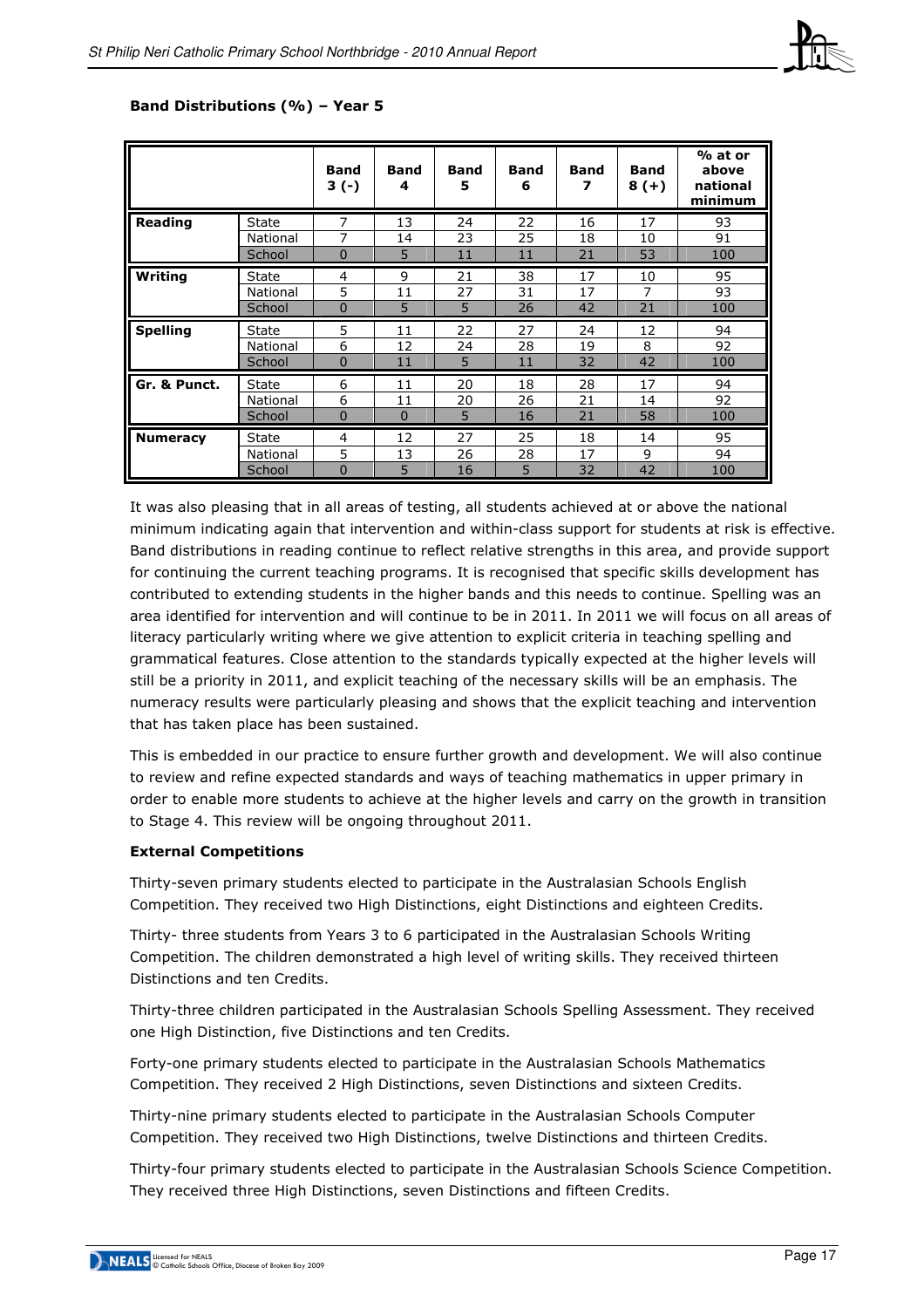**Band Distributions (%) – Year 5**

| | | Band 3 (-) | Band 4 | Band 5 | Band 6 | Band 7 | Band 8 (+) | % at or above national minimum |
|---|---|---|---|---|---|---|---|---|
| **Reading** | State | 7 | 13 | 24 | 22 | 16 | 17 | 93 |
| | National | 7 | 14 | 23 | 25 | 18 | 10 | 91 |
| | School | 0 | 5 | 11 | 11 | 21 | 53 | 100 |
| **Writing** | State | 4 | 9 | 21 | 38 | 17 | 10 | 95 |
| | National | 5 | 11 | 27 | 31 | 17 | 7 | 93 |
| | School | 0 | 5 | 5 | 26 | 42 | 21 | 100 |
| **Spelling** | State | 5 | 11 | 22 | 27 | 24 | 12 | 94 |
| | National | 6 | 12 | 24 | 28 | 19 | 8 | 92 |
| | School | 0 | 11 | 5 | 11 | 32 | 42 | 100 |
| **Gr. & Punct.** | State | 6 | 11 | 20 | 18 | 28 | 17 | 94 |
| | National | 6 | 11 | 20 | 26 | 21 | 14 | 92 |
| | School | 0 | 0 | 5 | 16 | 21 | 58 | 100 |
| **Numeracy** | State | 4 | 12 | 27 | 25 | 18 | 14 | 95 |
| | National | 5 | 13 | 26 | 28 | 17 | 9 | 94 |
| | School | 0 | 5 | 16 | 5 | 32 | 42 | 100 |

It was also pleasing that in all areas of testing, all students achieved at or above the national minimum indicating again that intervention and within-class support for students at risk is effective. Band distributions in reading continue to reflect relative strengths in this area, and provide support for continuing the current teaching programs. It is recognised that specific skills development has contributed to extending students in the higher bands and this needs to continue. Spelling was an area identified for intervention and will continue to be in 2011. In 2011 we will focus on all areas of literacy particularly writing where we give attention to explicit criteria in teaching spelling and grammatical features. Close attention to the standards typically expected at the higher levels will still be a priority in 2011, and explicit teaching of the necessary skills will be an emphasis. The numeracy results were particularly pleasing and shows that the explicit teaching and intervention that has taken place has been sustained.

This is embedded in our practice to ensure further growth and development. We will also continue to review and refine expected standards and ways of teaching mathematics in upper primary in order to enable more students to achieve at the higher levels and carry on the growth in transition to Stage 4. This review will be ongoing throughout 2011.

**External Competitions**

Thirty-seven primary students elected to participate in the Australasian Schools English Competition. They received two High Distinctions, eight Distinctions and eighteen Credits.

Thirty- three students from Years 3 to 6 participated in the Australasian Schools Writing Competition. The children demonstrated a high level of writing skills. They received thirteen Distinctions and ten Credits.

Thirty-three children participated in the Australasian Schools Spelling Assessment. They received one High Distinction, five Distinctions and ten Credits.

Forty-one primary students elected to participate in the Australasian Schools Mathematics Competition. They received 2 High Distinctions, seven Distinctions and sixteen Credits.

Thirty-nine primary students elected to participate in the Australasian Schools Computer Competition. They received two High Distinctions, twelve Distinctions and thirteen Credits.

Thirty-four primary students elected to participate in the Australasian Schools Science Competition. They received three High Distinctions, seven Distinctions and fifteen Credits.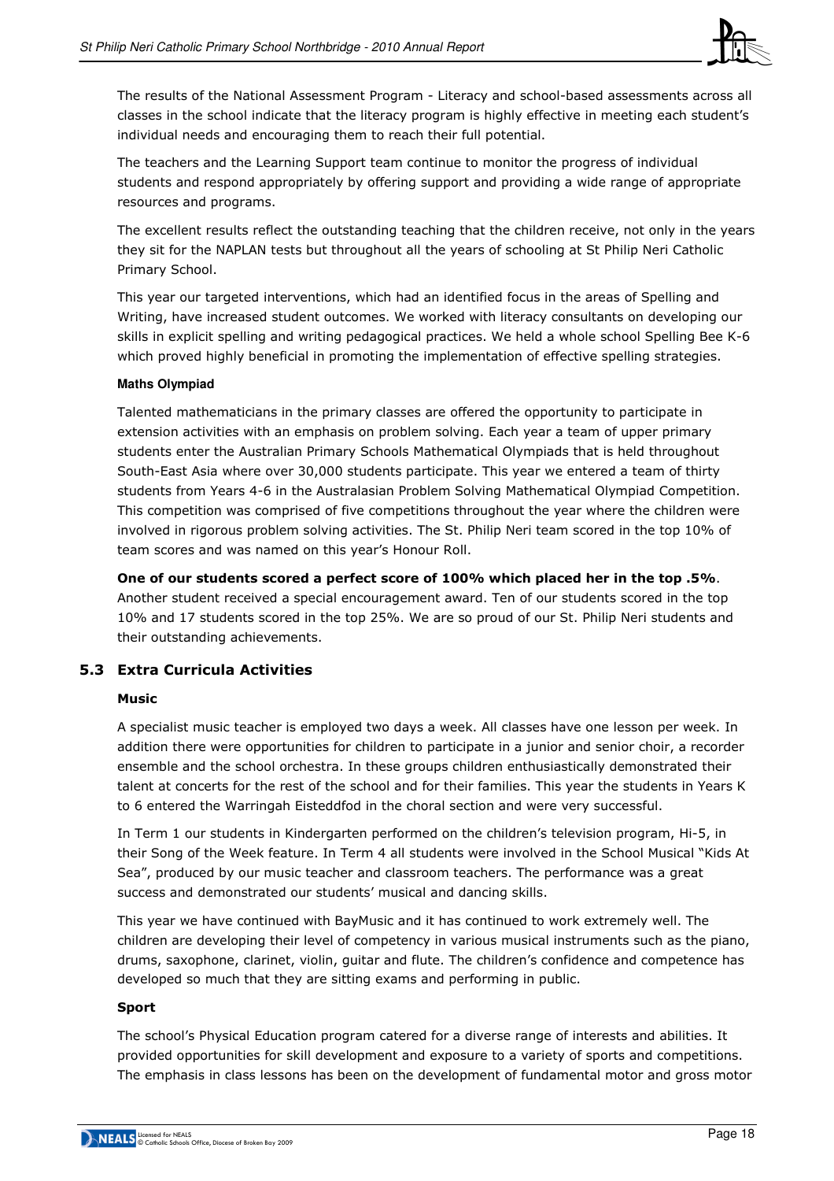The results of the National Assessment Program - Literacy and school-based assessments across all classes in the school indicate that the literacy program is highly effective in meeting each student's individual needs and encouraging them to reach their full potential.

The teachers and the Learning Support team continue to monitor the progress of individual students and respond appropriately by offering support and providing a wide range of appropriate resources and programs.

The excellent results reflect the outstanding teaching that the children receive, not only in the years they sit for the NAPLAN tests but throughout all the years of schooling at St Philip Neri Catholic Primary School.

This year our targeted interventions, which had an identified focus in the areas of Spelling and Writing, have increased student outcomes. We worked with literacy consultants on developing our skills in explicit spelling and writing pedagogical practices. We held a whole school Spelling Bee K-6 which proved highly beneficial in promoting the implementation of effective spelling strategies.

**Maths Olympiad**

Talented mathematicians in the primary classes are offered the opportunity to participate in extension activities with an emphasis on problem solving. Each year a team of upper primary students enter the Australian Primary Schools Mathematical Olympiads that is held throughout South-East Asia where over 30,000 students participate. This year we entered a team of thirty students from Years 4-6 in the Australasian Problem Solving Mathematical Olympiad Competition. This competition was comprised of five competitions throughout the year where the children were involved in rigorous problem solving activities. The St. Philip Neri team scored in the top 10% of team scores and was named on this year's Honour Roll.

**One of our students scored a perfect score of 100% which placed her in the top .5%**. Another student received a special encouragement award. Ten of our students scored in the top 10% and 17 students scored in the top 25%. We are so proud of our St. Philip Neri students and their outstanding achievements.

## 5.3 Extra Curricula Activities

**Music**

A specialist music teacher is employed two days a week. All classes have one lesson per week. In addition there were opportunities for children to participate in a junior and senior choir, a recorder ensemble and the school orchestra. In these groups children enthusiastically demonstrated their talent at concerts for the rest of the school and for their families. This year the students in Years K to 6 entered the Warringah Eisteddfod in the choral section and were very successful.

In Term 1 our students in Kindergarten performed on the children's television program, Hi-5, in their Song of the Week feature. In Term 4 all students were involved in the School Musical "Kids At Sea", produced by our music teacher and classroom teachers. The performance was a great success and demonstrated our students' musical and dancing skills.

This year we have continued with BayMusic and it has continued to work extremely well. The children are developing their level of competency in various musical instruments such as the piano, drums, saxophone, clarinet, violin, guitar and flute. The children's confidence and competence has developed so much that they are sitting exams and performing in public.

**Sport**

The school's Physical Education program catered for a diverse range of interests and abilities. It provided opportunities for skill development and exposure to a variety of sports and competitions. The emphasis in class lessons has been on the development of fundamental motor and gross motor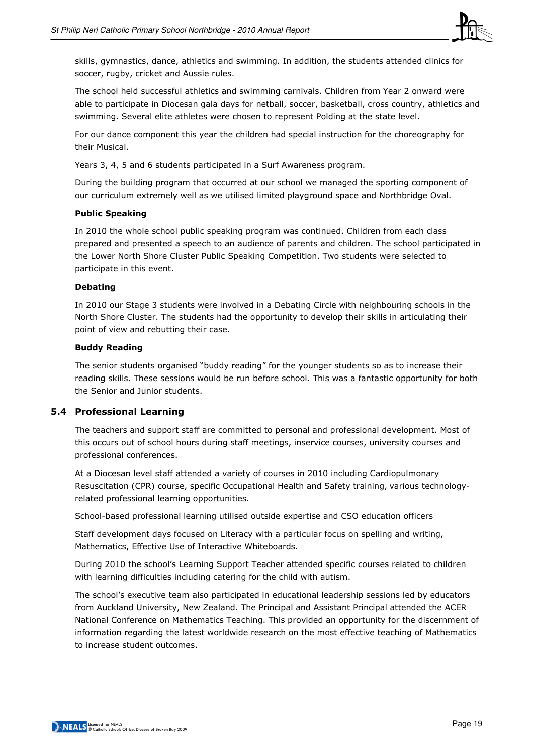skills, gymnastics, dance, athletics and swimming. In addition, the students attended clinics for soccer, rugby, cricket and Aussie rules.

The school held successful athletics and swimming carnivals. Children from Year 2 onward were able to participate in Diocesan gala days for netball, soccer, basketball, cross country, athletics and swimming. Several elite athletes were chosen to represent Polding at the state level.

For our dance component this year the children had special instruction for the choreography for their Musical.

Years 3, 4, 5 and 6 students participated in a Surf Awareness program.

During the building program that occurred at our school we managed the sporting component of our curriculum extremely well as we utilised limited playground space and Northbridge Oval.

**Public Speaking**

In 2010 the whole school public speaking program was continued. Children from each class prepared and presented a speech to an audience of parents and children. The school participated in the Lower North Shore Cluster Public Speaking Competition. Two students were selected to participate in this event.

**Debating**

In 2010 our Stage 3 students were involved in a Debating Circle with neighbouring schools in the North Shore Cluster. The students had the opportunity to develop their skills in articulating their point of view and rebutting their case.

**Buddy Reading**

The senior students organised "buddy reading" for the younger students so as to increase their reading skills. These sessions would be run before school. This was a fantastic opportunity for both the Senior and Junior students.

## 5.4 Professional Learning

The teachers and support staff are committed to personal and professional development. Most of this occurs out of school hours during staff meetings, inservice courses, university courses and professional conferences.

At a Diocesan level staff attended a variety of courses in 2010 including Cardiopulmonary Resuscitation (CPR) course, specific Occupational Health and Safety training, various technology-related professional learning opportunities.

School-based professional learning utilised outside expertise and CSO education officers

Staff development days focused on Literacy with a particular focus on spelling and writing, Mathematics, Effective Use of Interactive Whiteboards.

During 2010 the school's Learning Support Teacher attended specific courses related to children with learning difficulties including catering for the child with autism.

The school's executive team also participated in educational leadership sessions led by educators from Auckland University, New Zealand. The Principal and Assistant Principal attended the ACER National Conference on Mathematics Teaching. This provided an opportunity for the discernment of information regarding the latest worldwide research on the most effective teaching of Mathematics to increase student outcomes.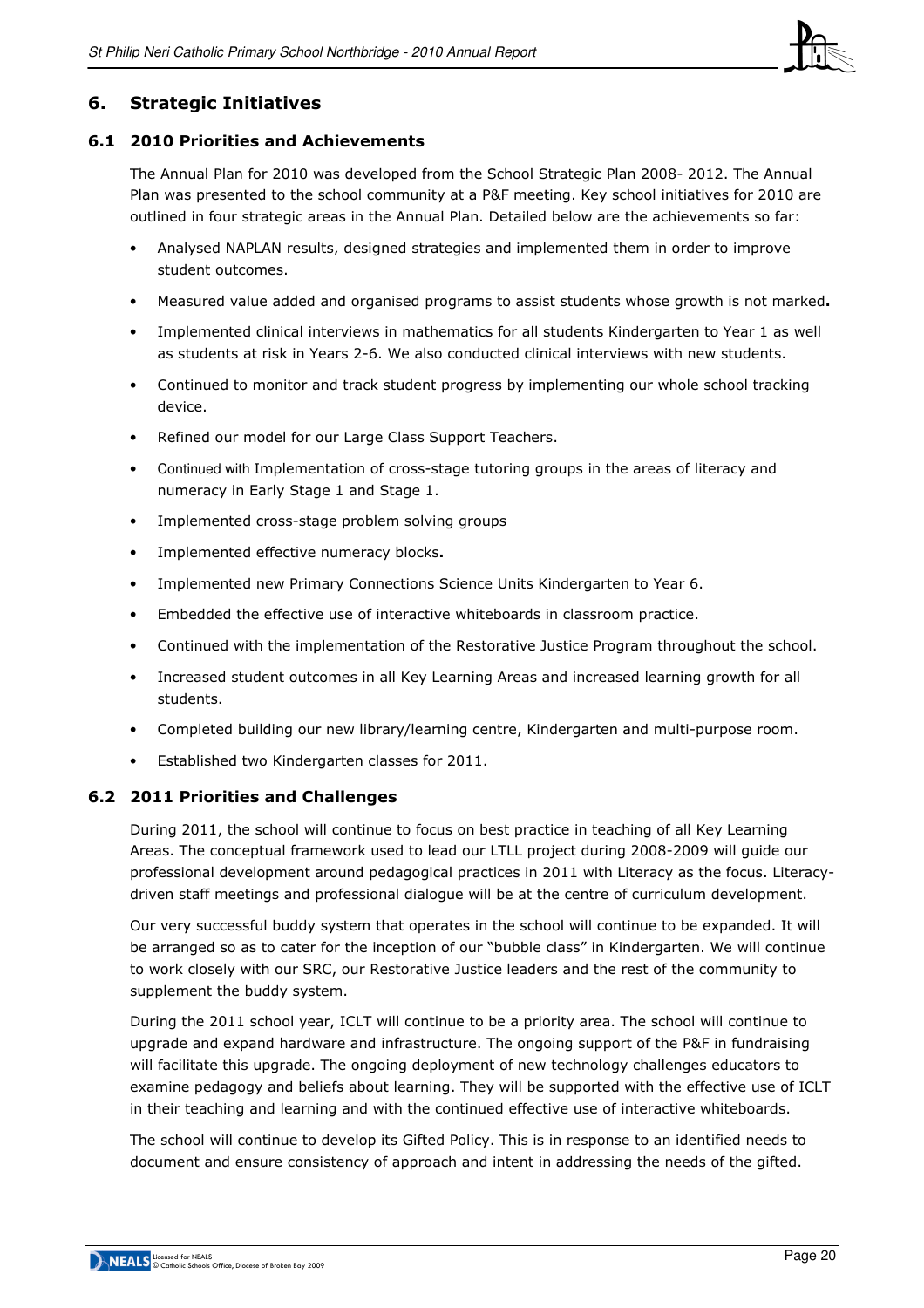## 6. Strategic Initiatives

### 6.1 2010 Priorities and Achievements

The Annual Plan for 2010 was developed from the School Strategic Plan 2008- 2012. The Annual Plan was presented to the school community at a P&F meeting. Key school initiatives for 2010 are outlined in four strategic areas in the Annual Plan. Detailed below are the achievements so far:

- Analysed NAPLAN results, designed strategies and implemented them in order to improve student outcomes.
- Measured value added and organised programs to assist students whose growth is not marked**.**
- Implemented clinical interviews in mathematics for all students Kindergarten to Year 1 as well as students at risk in Years 2-6. We also conducted clinical interviews with new students.
- Continued to monitor and track student progress by implementing our whole school tracking device.
- Refined our model for our Large Class Support Teachers.
- Continued with Implementation of cross-stage tutoring groups in the areas of literacy and numeracy in Early Stage 1 and Stage 1.
- Implemented cross-stage problem solving groups
- Implemented effective numeracy blocks**.**
- Implemented new Primary Connections Science Units Kindergarten to Year 6.
- Embedded the effective use of interactive whiteboards in classroom practice.
- Continued with the implementation of the Restorative Justice Program throughout the school.
- Increased student outcomes in all Key Learning Areas and increased learning growth for all students.
- Completed building our new library/learning centre, Kindergarten and multi-purpose room.
- Established two Kindergarten classes for 2011.

### 6.2 2011 Priorities and Challenges

During 2011, the school will continue to focus on best practice in teaching of all Key Learning Areas. The conceptual framework used to lead our LTLL project during 2008-2009 will guide our professional development around pedagogical practices in 2011 with Literacy as the focus. Literacy-driven staff meetings and professional dialogue will be at the centre of curriculum development.

Our very successful buddy system that operates in the school will continue to be expanded. It will be arranged so as to cater for the inception of our "bubble class" in Kindergarten. We will continue to work closely with our SRC, our Restorative Justice leaders and the rest of the community to supplement the buddy system.

During the 2011 school year, ICLT will continue to be a priority area. The school will continue to upgrade and expand hardware and infrastructure. The ongoing support of the P&F in fundraising will facilitate this upgrade. The ongoing deployment of new technology challenges educators to examine pedagogy and beliefs about learning. They will be supported with the effective use of ICLT in their teaching and learning and with the continued effective use of interactive whiteboards.

The school will continue to develop its Gifted Policy. This is in response to an identified needs to document and ensure consistency of approach and intent in addressing the needs of the gifted.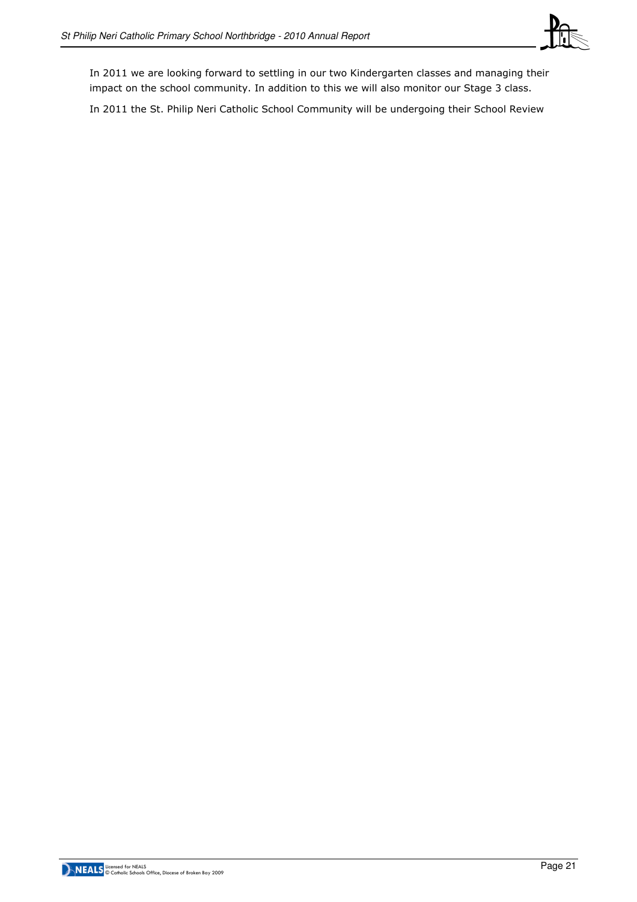In 2011 we are looking forward to settling in our two Kindergarten classes and managing their impact on the school community. In addition to this we will also monitor our Stage 3 class.

In 2011 the St. Philip Neri Catholic School Community will be undergoing their School Review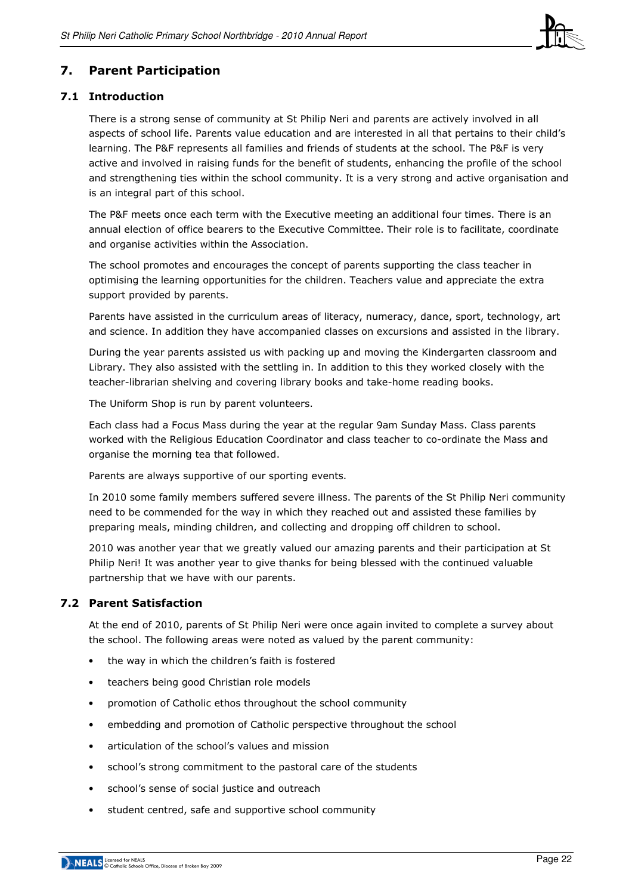## 7. Parent Participation

### 7.1 Introduction

There is a strong sense of community at St Philip Neri and parents are actively involved in all aspects of school life. Parents value education and are interested in all that pertains to their child's learning. The P&F represents all families and friends of students at the school. The P&F is very active and involved in raising funds for the benefit of students, enhancing the profile of the school and strengthening ties within the school community. It is a very strong and active organisation and is an integral part of this school.

The P&F meets once each term with the Executive meeting an additional four times. There is an annual election of office bearers to the Executive Committee. Their role is to facilitate, coordinate and organise activities within the Association.

The school promotes and encourages the concept of parents supporting the class teacher in optimising the learning opportunities for the children. Teachers value and appreciate the extra support provided by parents.

Parents have assisted in the curriculum areas of literacy, numeracy, dance, sport, technology, art and science. In addition they have accompanied classes on excursions and assisted in the library.

During the year parents assisted us with packing up and moving the Kindergarten classroom and Library. They also assisted with the settling in. In addition to this they worked closely with the teacher-librarian shelving and covering library books and take-home reading books.

The Uniform Shop is run by parent volunteers.

Each class had a Focus Mass during the year at the regular 9am Sunday Mass. Class parents worked with the Religious Education Coordinator and class teacher to co-ordinate the Mass and organise the morning tea that followed.

Parents are always supportive of our sporting events.

In 2010 some family members suffered severe illness. The parents of the St Philip Neri community need to be commended for the way in which they reached out and assisted these families by preparing meals, minding children, and collecting and dropping off children to school.

2010 was another year that we greatly valued our amazing parents and their participation at St Philip Neri! It was another year to give thanks for being blessed with the continued valuable partnership that we have with our parents.

### 7.2 Parent Satisfaction

At the end of 2010, parents of St Philip Neri were once again invited to complete a survey about the school. The following areas were noted as valued by the parent community:

- the way in which the children's faith is fostered
- teachers being good Christian role models
- promotion of Catholic ethos throughout the school community
- embedding and promotion of Catholic perspective throughout the school
- articulation of the school's values and mission
- school's strong commitment to the pastoral care of the students
- school's sense of social justice and outreach
- student centred, safe and supportive school community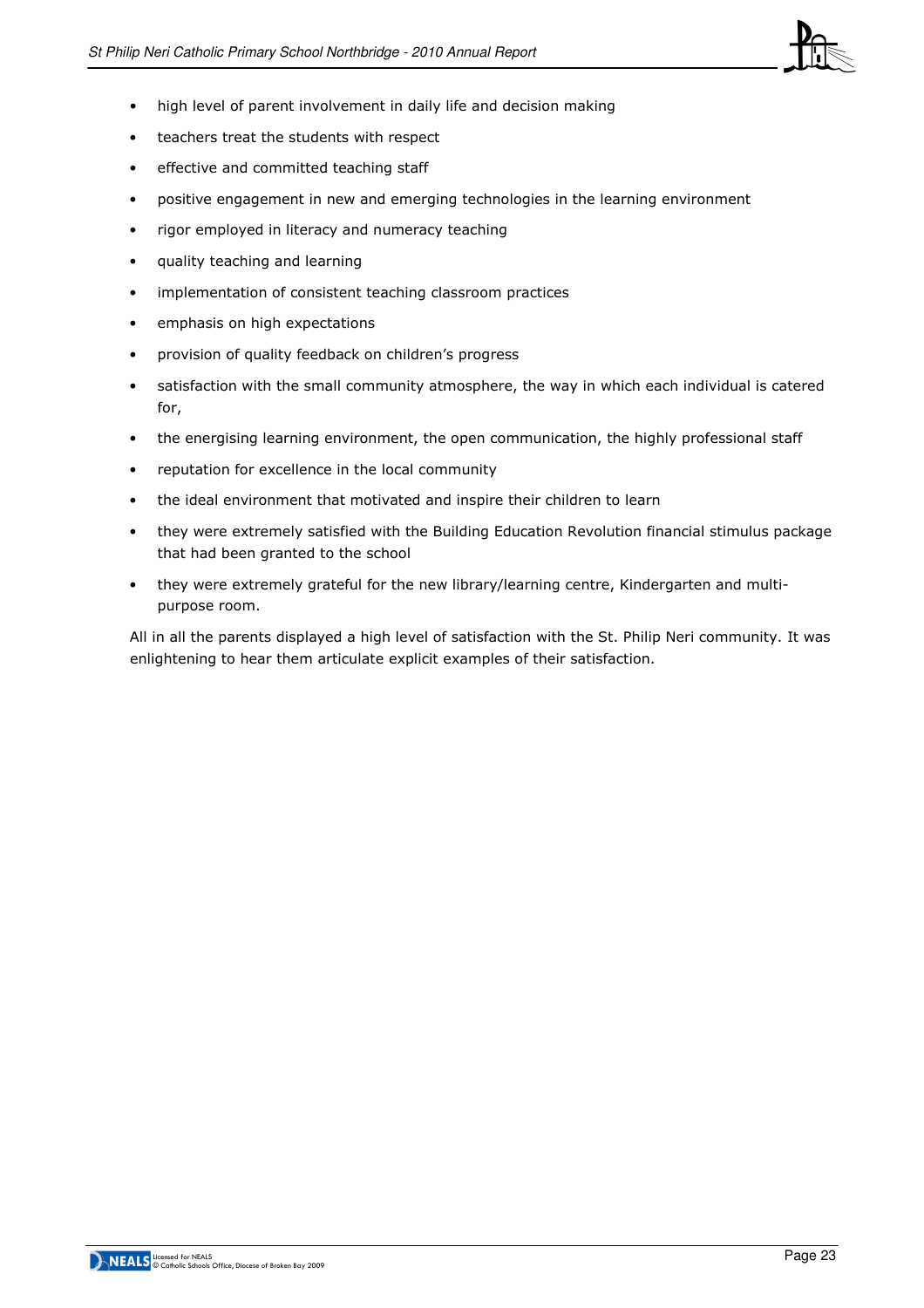- high level of parent involvement in daily life and decision making
- teachers treat the students with respect
- effective and committed teaching staff
- positive engagement in new and emerging technologies in the learning environment
- rigor employed in literacy and numeracy teaching
- quality teaching and learning
- implementation of consistent teaching classroom practices
- emphasis on high expectations
- provision of quality feedback on children's progress
- satisfaction with the small community atmosphere, the way in which each individual is catered for,
- the energising learning environment, the open communication, the highly professional staff
- reputation for excellence in the local community
- the ideal environment that motivated and inspire their children to learn
- they were extremely satisfied with the Building Education Revolution financial stimulus package that had been granted to the school
- they were extremely grateful for the new library/learning centre, Kindergarten and multi-purpose room.

All in all the parents displayed a high level of satisfaction with the St. Philip Neri community. It was enlightening to hear them articulate explicit examples of their satisfaction.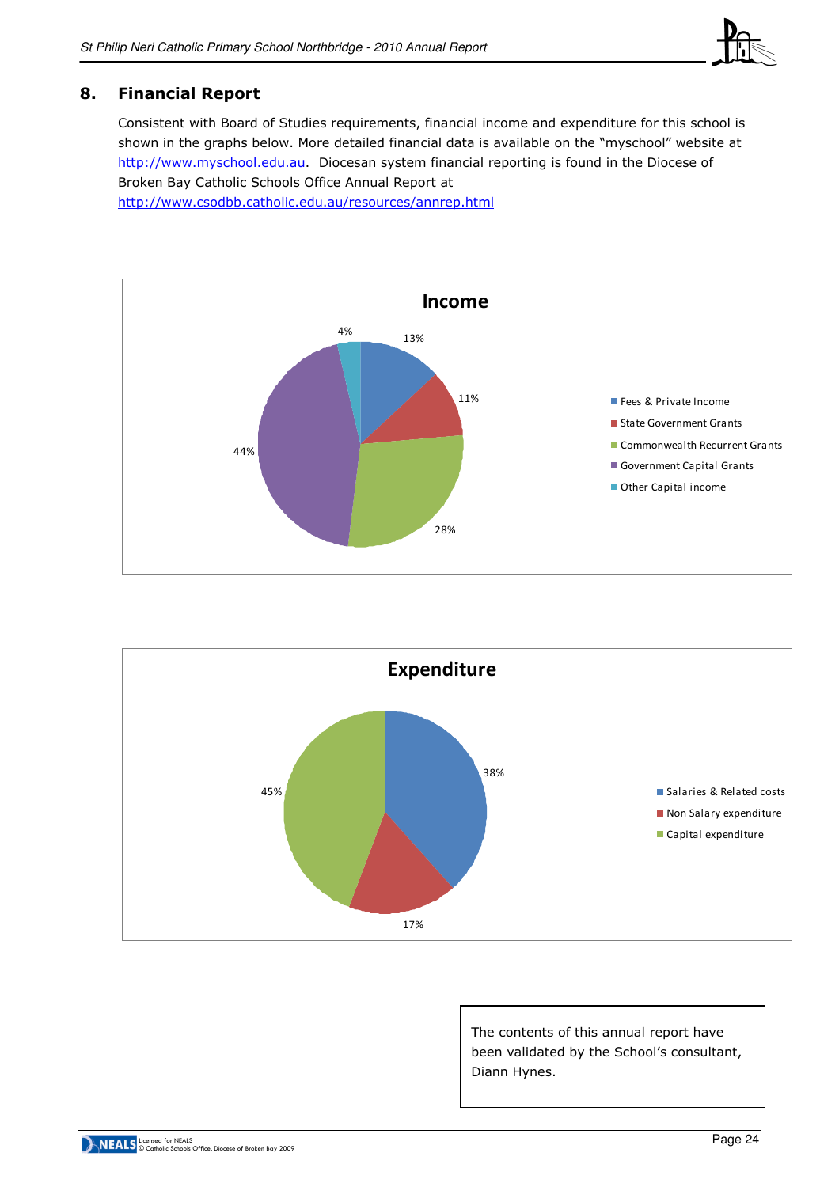## 8. Financial Report

Consistent with Board of Studies requirements, financial income and expenditure for this school is shown in the graphs below. More detailed financial data is available on the "myschool" website at http://www.myschool.edu.au. Diocesan system financial reporting is found in the Diocese of Broken Bay Catholic Schools Office Annual Report at http://www.csodbb.catholic.edu.au/resources/annrep.html

Income

13%

11%

28%

44%

4%

Fees & Private Income

State Government Grants

Commonwealth Recurrent Grants

Government Capital Grants

Other Capital income

Expenditure

38%

17%

45%

Salaries & Related costs

Non Salary expenditure

Capital expenditure

The contents of this annual report have been validated by the School's consultant, Diann Hynes.